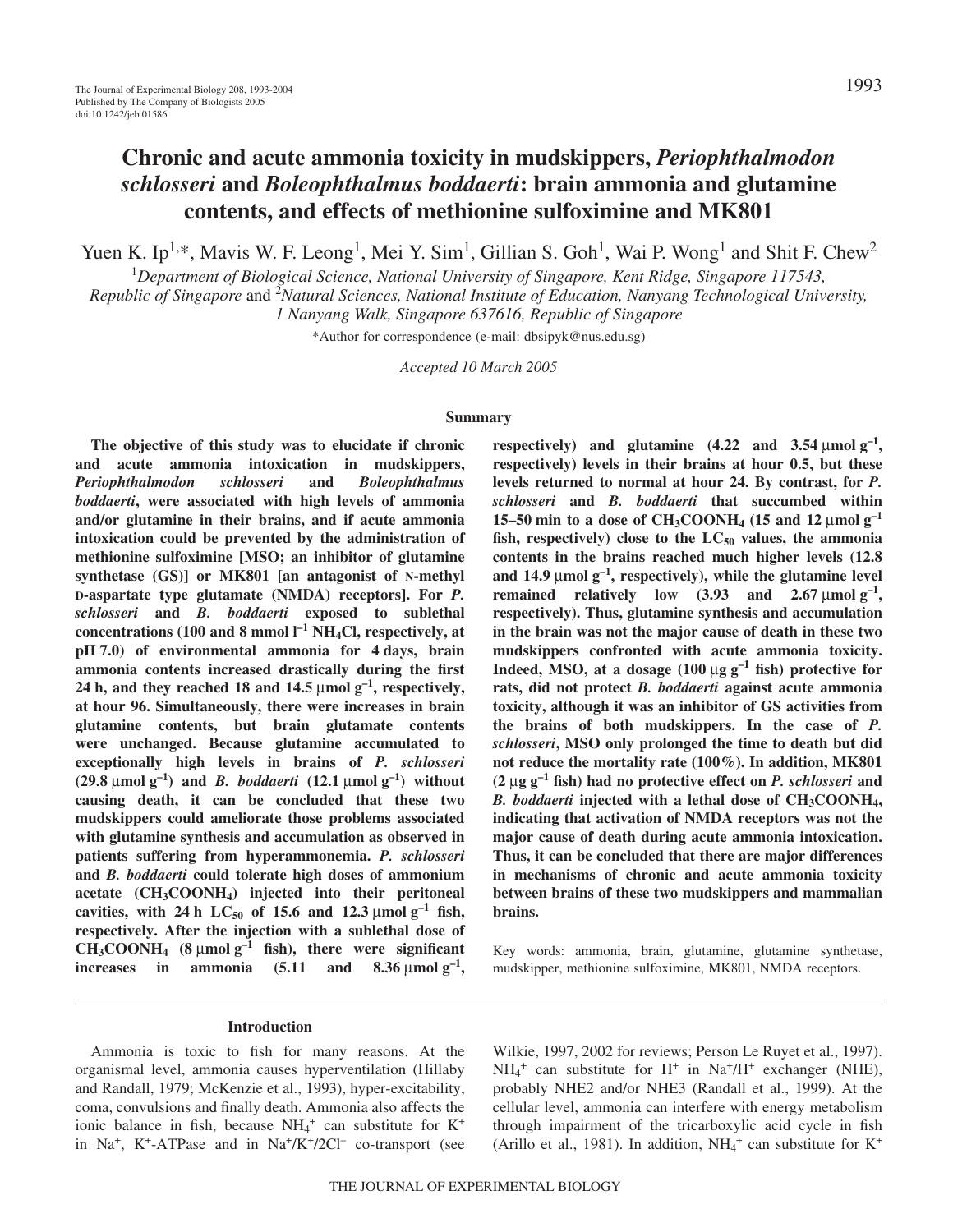# Chronic and acute ammonia toxicity in mudskippers, *Periophthalmodon schlosseri* and *Boleophthalmus boddaerti*: brain ammonia and glutamine contents, and effects of methionine sulfoximine and MK801

Yuen K. Ip[1,*], Mavis W. F. Leong[1], Mei Y. Sim[1], Gillian S. Goh[1], Wai P. Wong[1] and Shit F. Chew[2]

[1]Department of Biological Science, National University of Singapore, Kent Ridge, Singapore 117543, Republic of Singapore and [2]Natural Sciences, National Institute of Education, Nanyang Technological University, 1 Nanyang Walk, Singapore 637616, Republic of Singapore

*Author for correspondence (e-mail: dbsipyk@nus.edu.sg)

*Accepted 10 March 2005*

## Summary

**The objective of this study was to elucidate if chronic and acute ammonia intoxication in mudskippers, *Periophthalmodon schlosseri* and *Boleophthalmus boddaerti*, were associated with high levels of ammonia and/or glutamine in their brains, and if acute ammonia intoxication could be prevented by the administration of methionine sulfoximine [MSO; an inhibitor of glutamine synthetase (GS)] or MK801 [an antagonist of N-methyl D-aspartate type glutamate (NMDA) receptors]. For *P. schlosseri* and *B. boddaerti* exposed to sublethal concentrations (100 and 8 mmol $l^{-1}$ $NH_4Cl$, respectively, at pH 7.0) of environmental ammonia for 4 days, brain ammonia contents increased drastically during the first 24 h, and they reached 18 and 14.5 μmol $g^{-1}$, respectively, at hour 96. Simultaneously, there were increases in brain glutamine contents, but brain glutamate contents were unchanged. Because glutamine accumulated to exceptionally high levels in brains of *P. schlosseri* (29.8 μmol $g^{-1}$) and *B. boddaerti* (12.1 μmol $g^{-1}$) without causing death, it can be concluded that these two mudskippers could ameliorate those problems associated with glutamine synthesis and accumulation as observed in patients suffering from hyperammonemia. *P. schlosseri* and *B. boddaerti* could tolerate high doses of ammonium acetate ($CH_3COONH_4$) injected into their peritoneal cavities, with 24 h $LC_{50}$ of 15.6 and 12.3 μmol $g^{-1}$ fish, respectively. After the injection with a sublethal dose of $CH_3COONH_4$ (8 μmol $g^{-1}$ fish), there were significant increases in ammonia (5.11 and 8.36 μmol $g^{-1}$, respectively) and glutamine (4.22 and 3.54 μmol $g^{-1}$, respectively) levels in their brains at hour 0.5, but these levels returned to normal at hour 24. By contrast, for *P. schlosseri* and *B. boddaerti* that succumbed within 15–50 min to a dose of $CH_3COONH_4$ (15 and 12 μmol $g^{-1}$ fish, respectively) close to the $LC_{50}$ values, the ammonia contents in the brains reached much higher levels (12.8 and 14.9 μmol $g^{-1}$, respectively), while the glutamine level remained relatively low (3.93 and 2.67 μmol $g^{-1}$, respectively). Thus, glutamine synthesis and accumulation in the brain was not the major cause of death in these two mudskippers confronted with acute ammonia toxicity. Indeed, MSO, at a dosage (100 μg $g^{-1}$ fish) protective for rats, did not protect *B. boddaerti* against acute ammonia toxicity, although it was an inhibitor of GS activities from the brains of both mudskippers. In the case of *P. schlosseri*, MSO only prolonged the time to death but did not reduce the mortality rate (100%). In addition, MK801 (2 μg $g^{-1}$ fish) had no protective effect on *P. schlosseri* and *B. boddaerti* injected with a lethal dose of $CH_3COONH_4$, indicating that activation of NMDA receptors was not the major cause of death during acute ammonia intoxication. Thus, it can be concluded that there are major differences in mechanisms of chronic and acute ammonia toxicity between brains of these two mudskippers and mammalian brains.**

Key words: ammonia, brain, glutamine, glutamine synthetase, mudskipper, methionine sulfoximine, MK801, NMDA receptors.

## Introduction

Ammonia is toxic to fish for many reasons. At the organismal level, ammonia causes hyperventilation (Hillaby and Randall, 1979; McKenzie et al., 1993), hyper-excitability, coma, convulsions and finally death. Ammonia also affects the ionic balance in fish, because $NH_4^+$ can substitute for $K^+$ in $Na^+$, $K^+$-ATPase and in $Na^+/K^+/2Cl^-$ co-transport (see Wilkie, 1997, 2002 for reviews; Person Le Ruyet et al., 1997). $NH_4^+$ can substitute for $H^+$ in $Na^+/H^+$ exchanger (NHE), probably NHE2 and/or NHE3 (Randall et al., 1999). At the cellular level, ammonia can interfere with energy metabolism through impairment of the tricarboxylic acid cycle in fish (Arillo et al., 1981). In addition, $NH_4^+$ can substitute for $K^+$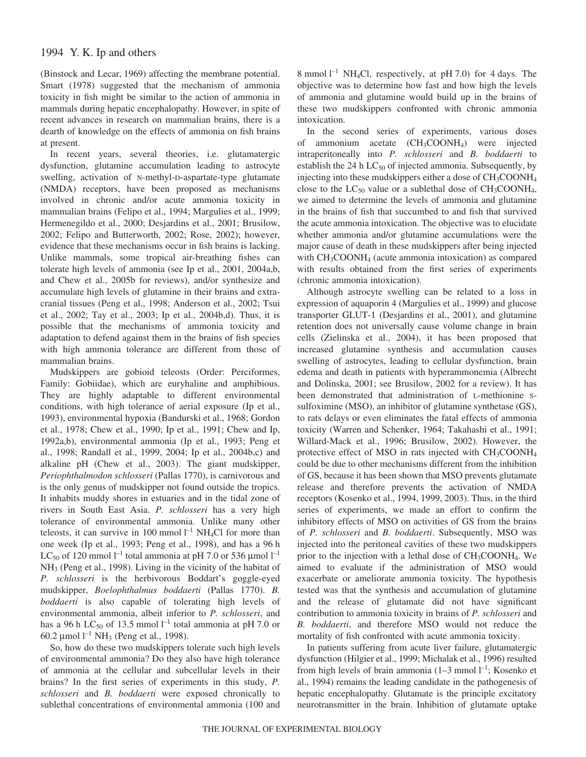(Binstock and Lecar, 1969) affecting the membrane potential. Smart (1978) suggested that the mechanism of ammonia toxicity in fish might be similar to the action of ammonia in mammals during hepatic encephalopathy. However, in spite of recent advances in research on mammalian brains, there is a dearth of knowledge on the effects of ammonia on fish brains at present.

In recent years, several theories, i.e. glutamatergic dysfunction, glutamine accumulation leading to astrocyte swelling, activation of N-methyl-D-aspartate-type glutamate (NMDA) receptors, have been proposed as mechanisms involved in chronic and/or acute ammonia toxicity in mammalian brains (Felipo et al., 1994; Margulies et al., 1999; Hermenegildo et al., 2000; Desjardins et al., 2001; Brusilow, 2002; Felipo and Butterworth, 2002; Rose, 2002); however, evidence that these mechanisms occur in fish brains is lacking. Unlike mammals, some tropical air-breathing fishes can tolerate high levels of ammonia (see Ip et al., 2001, 2004a,b, and Chew et al., 2005b for reviews), and/or synthesize and accumulate high levels of glutamine in their brains and extra-cranial tissues (Peng et al., 1998; Anderson et al., 2002; Tsui et al., 2002; Tay et al., 2003; Ip et al., 2004b,d). Thus, it is possible that the mechanisms of ammonia toxicity and adaptation to defend against them in the brains of fish species with high ammonia tolerance are different from those of mammalian brains.

Mudskippers are gobioid teleosts (Order: Perciformes, Family: Gobiidae), which are euryhaline and amphibious. They are highly adaptable to different environmental conditions, with high tolerance of aerial exposure (Ip et al., 1993), environmental hypoxia (Bandurski et al., 1968; Gordon et al., 1978; Chew et al., 1990; Ip et al., 1991; Chew and Ip, 1992a,b), environmental ammonia (Ip et al., 1993; Peng et al., 1998; Randall et al., 1999, 2004; Ip et al., 2004b,c) and alkaline pH (Chew et al., 2003). The giant mudskipper, *Periophthalmodon schlosseri* (Pallas 1770), is carnivorous and is the only genus of mudskipper not found outside the tropics. It inhabits muddy shores in estuaries and in the tidal zone of rivers in South East Asia. *P. schlosseri* has a very high tolerance of environmental ammonia. Unlike many other teleosts, it can survive in 100 mmol $l^{-1}$ $NH_4Cl$ for more than one week (Ip et al., 1993; Peng et al., 1998), and has a 96 h $LC_{50}$ of 120 mmol $l^{-1}$ total ammonia at pH 7.0 or 536 μmol $l^{-1}$ $NH_3$ (Peng et al., 1998). Living in the vicinity of the habitat of *P. schlosseri* is the herbivorous Boddart's goggle-eyed mudskipper, *Boelophthalmus boddaerti* (Pallas 1770). *B. boddaerti* is also capable of tolerating high levels of environmental ammonia, albeit inferior to *P. schlosseri*, and has a 96 h $LC_{50}$ of 13.5 mmol $l^{-1}$ total ammonia at pH 7.0 or 60.2 μmol $l^{-1}$ $NH_3$ (Peng et al., 1998).

So, how do these two mudskippers tolerate such high levels of environmental ammonia? Do they also have high tolerance of ammonia at the cellular and subcellular levels in their brains? In the first series of experiments in this study, *P. schlosseri* and *B. boddaerti* were exposed chronically to sublethal concentrations of environmental ammonia (100 and 8 mmol $l^{-1}$ $NH_4Cl$, respectively, at pH 7.0) for 4 days. The objective was to determine how fast and how high the levels of ammonia and glutamine would build up in the brains of these two mudskippers confronted with chronic ammonia intoxication.

In the second series of experiments, various doses of ammonium acetate ($CH_3COONH_4$) were injected intraperitoneally into *P. schlosseri* and *B. boddaerti* to establish the 24 h $LC_{50}$ of injected ammonia. Subsequently, by injecting into these mudskippers either a dose of $CH_3COONH_4$ close to the $LC_{50}$ value or a sublethal dose of $CH_3COONH_4$, we aimed to determine the levels of ammonia and glutamine in the brains of fish that succumbed to and fish that survived the acute ammonia intoxication. The objective was to elucidate whether ammonia and/or glutamine accumulations were the major cause of death in these mudskippers after being injected with $CH_3COONH_4$ (acute ammonia intoxication) as compared with results obtained from the first series of experiments (chronic ammonia intoxication).

Although astrocyte swelling can be related to a loss in expression of aquaporin 4 (Margulies et al., 1999) and glucose transporter GLUT-1 (Desjardins et al., 2001), and glutamine retention does not universally cause volume change in brain cells (Zielinska et al., 2004), it has been proposed that increased glutamine synthesis and accumulation causes swelling of astrocytes, leading to cellular dysfunction, brain edema and death in patients with hyperammonemia (Albrecht and Dolinska, 2001; see Brusilow, 2002 for a review). It has been demonstrated that administration of L-methionine S-sulfoximine (MSO), an inhibitor of glutamine synthetase (GS), to rats delays or even eliminates the fatal effects of ammonia toxicity (Warren and Schenker, 1964; Takahashi et al., 1991; Willard-Mack et al., 1996; Brusilow, 2002). However, the protective effect of MSO in rats injected with $CH_3COONH_4$ could be due to other mechanisms different from the inhibition of GS, because it has been shown that MSO prevents glutamate release and therefore prevents the activation of NMDA receptors (Kosenko et al., 1994, 1999, 2003). Thus, in the third series of experiments, we made an effort to confirm the inhibitory effects of MSO on activities of GS from the brains of *P. schlosseri* and *B. boddaerti*. Subsequently, MSO was injected into the peritoneal cavities of these two mudskippers prior to the injection with a lethal dose of $CH_3COONH_4$. We aimed to evaluate if the administration of MSO would exacerbate or ameliorate ammonia toxicity. The hypothesis tested was that the synthesis and accumulation of glutamine and the release of glutamate did not have significant contribution to ammonia toxicity in brains of *P. schlosseri* and *B. boddaerti*, and therefore MSO would not reduce the mortality of fish confronted with acute ammonia toxicity.

In patients suffering from acute liver failure, glutamatergic dysfunction (Hilgier et al., 1999; Michalak et al., 1996) resulted from high levels of brain ammonia (1–3 mmol $l^{-1}$; Kosenko et al., 1994) remains the leading candidate in the pathogenesis of hepatic encephalopathy. Glutamate is the principle excitatory neurotransmitter in the brain. Inhibition of glutamate uptake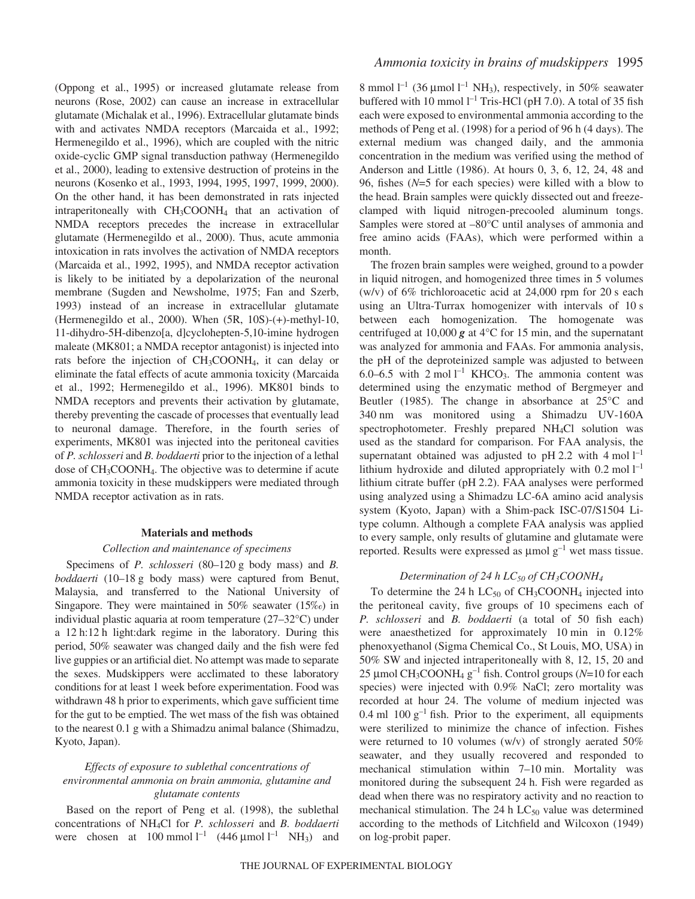(Oppong et al., 1995) or increased glutamate release from neurons (Rose, 2002) can cause an increase in extracellular glutamate (Michalak et al., 1996). Extracellular glutamate binds with and activates NMDA receptors (Marcaida et al., 1992; Hermenegildo et al., 1996), which are coupled with the nitric oxide-cyclic GMP signal transduction pathway (Hermenegildo et al., 2000), leading to extensive destruction of proteins in the neurons (Kosenko et al., 1993, 1994, 1995, 1997, 1999, 2000). On the other hand, it has been demonstrated in rats injected intraperitoneally with $CH_3COONH_4$ that an activation of NMDA receptors precedes the increase in extracellular glutamate (Hermenegildo et al., 2000). Thus, acute ammonia intoxication in rats involves the activation of NMDA receptors (Marcaida et al., 1992, 1995), and NMDA receptor activation is likely to be initiated by a depolarization of the neuronal membrane (Sugden and Newsholme, 1975; Fan and Szerb, 1993) instead of an increase in extracellular glutamate (Hermenegildo et al., 2000). When (5R, 10S)-(+)-methyl-10, 11-dihydro-5H-dibenzo[a, d]cyclohepten-5,10-imine hydrogen maleate (MK801; a NMDA receptor antagonist) is injected into rats before the injection of $CH_3COONH_4$, it can delay or eliminate the fatal effects of acute ammonia toxicity (Marcaida et al., 1992; Hermenegildo et al., 1996). MK801 binds to NMDA receptors and prevents their activation by glutamate, thereby preventing the cascade of processes that eventually lead to neuronal damage. Therefore, in the fourth series of experiments, MK801 was injected into the peritoneal cavities of *P. schlosseri* and *B. boddaerti* prior to the injection of a lethal dose of $CH_3COONH_4$. The objective was to determine if acute ammonia toxicity in these mudskippers were mediated through NMDA receptor activation as in rats.

## Materials and methods

### *Collection and maintenance of specimens*

Specimens of *P. schlosseri* (80–120 g body mass) and *B. boddaerti* (10–18 g body mass) were captured from Benut, Malaysia, and transferred to the National University of Singapore. They were maintained in 50% seawater (15‰) in individual plastic aquaria at room temperature (27–32°C) under a 12 h:12 h light:dark regime in the laboratory. During this period, 50% seawater was changed daily and the fish were fed live guppies or an artificial diet. No attempt was made to separate the sexes. Mudskippers were acclimated to these laboratory conditions for at least 1 week before experimentation. Food was withdrawn 48 h prior to experiments, which gave sufficient time for the gut to be emptied. The wet mass of the fish was obtained to the nearest 0.1 g with a Shimadzu animal balance (Shimadzu, Kyoto, Japan).

### *Effects of exposure to sublethal concentrations of environmental ammonia on brain ammonia, glutamine and glutamate contents*

Based on the report of Peng et al. (1998), the sublethal concentrations of $NH_4Cl$ for *P. schlosseri* and *B. boddaerti* were chosen at 100 mmol $l^{-1}$ (446 μmol $l^{-1}$ $NH_3$) and 8 mmol $l^{-1}$ (36 μmol $l^{-1}$ $NH_3$), respectively, in 50% seawater buffered with 10 mmol $l^{-1}$ Tris-HCl (pH 7.0). A total of 35 fish each were exposed to environmental ammonia according to the methods of Peng et al. (1998) for a period of 96 h (4 days). The external medium was changed daily, and the ammonia concentration in the medium was verified using the method of Anderson and Little (1986). At hours 0, 3, 6, 12, 24, 48 and 96, fishes ($N$=5 for each species) were killed with a blow to the head. Brain samples were quickly dissected out and freeze-clamped with liquid nitrogen-precooled aluminum tongs. Samples were stored at –80°C until analyses of ammonia and free amino acids (FAAs), which were performed within a month.

The frozen brain samples were weighed, ground to a powder in liquid nitrogen, and homogenized three times in 5 volumes (w/v) of 6% trichloroacetic acid at 24,000 rpm for 20 s each using an Ultra-Turrax homogenizer with intervals of 10 s between each homogenization. The homogenate was centrifuged at 10,000 ***g*** at 4°C for 15 min, and the supernatant was analyzed for ammonia and FAAs. For ammonia analysis, the pH of the deproteinized sample was adjusted to between 6.0–6.5 with 2 mol $l^{-1}$ $KHCO_3$. The ammonia content was determined using the enzymatic method of Bergmeyer and Beutler (1985). The change in absorbance at 25°C and 340 nm was monitored using a Shimadzu UV-160A spectrophotometer. Freshly prepared $NH_4Cl$ solution was used as the standard for comparison. For FAA analysis, the supernatant obtained was adjusted to pH 2.2 with 4 mol $l^{-1}$ lithium hydroxide and diluted appropriately with 0.2 mol $l^{-1}$ lithium citrate buffer (pH 2.2). FAA analyses were performed using analyzed using a Shimadzu LC-6A amino acid analysis system (Kyoto, Japan) with a Shim-pack ISC-07/S1504 Li-type column. Although a complete FAA analysis was applied to every sample, only results of glutamine and glutamate were reported. Results were expressed as μmol $g^{-1}$ wet mass tissue.

### *Determination of 24 h $LC_{50}$ of $CH_3COONH_4$*

To determine the 24 h $LC_{50}$ of $CH_3COONH_4$ injected into the peritoneal cavity, five groups of 10 specimens each of *P. schlosseri* and *B. boddaerti* (a total of 50 fish each) were anaesthetized for approximately 10 min in 0.12% phenoxyethanol (Sigma Chemical Co., St Louis, MO, USA) in 50% SW and injected intraperitoneally with 8, 12, 15, 20 and 25 μmol $CH_3COONH_4$ $g^{-1}$ fish. Control groups ($N$=10 for each species) were injected with 0.9% NaCl; zero mortality was recorded at hour 24. The volume of medium injected was 0.4 ml 100 $g^{-1}$ fish. Prior to the experiment, all equipments were sterilized to minimize the chance of infection. Fishes were returned to 10 volumes (w/v) of strongly aerated 50% seawater, and they usually recovered and responded to mechanical stimulation within 7–10 min. Mortality was monitored during the subsequent 24 h. Fish were regarded as dead when there was no respiratory activity and no reaction to mechanical stimulation. The 24 h $LC_{50}$ value was determined according to the methods of Litchfield and Wilcoxon (1949) on log-probit paper.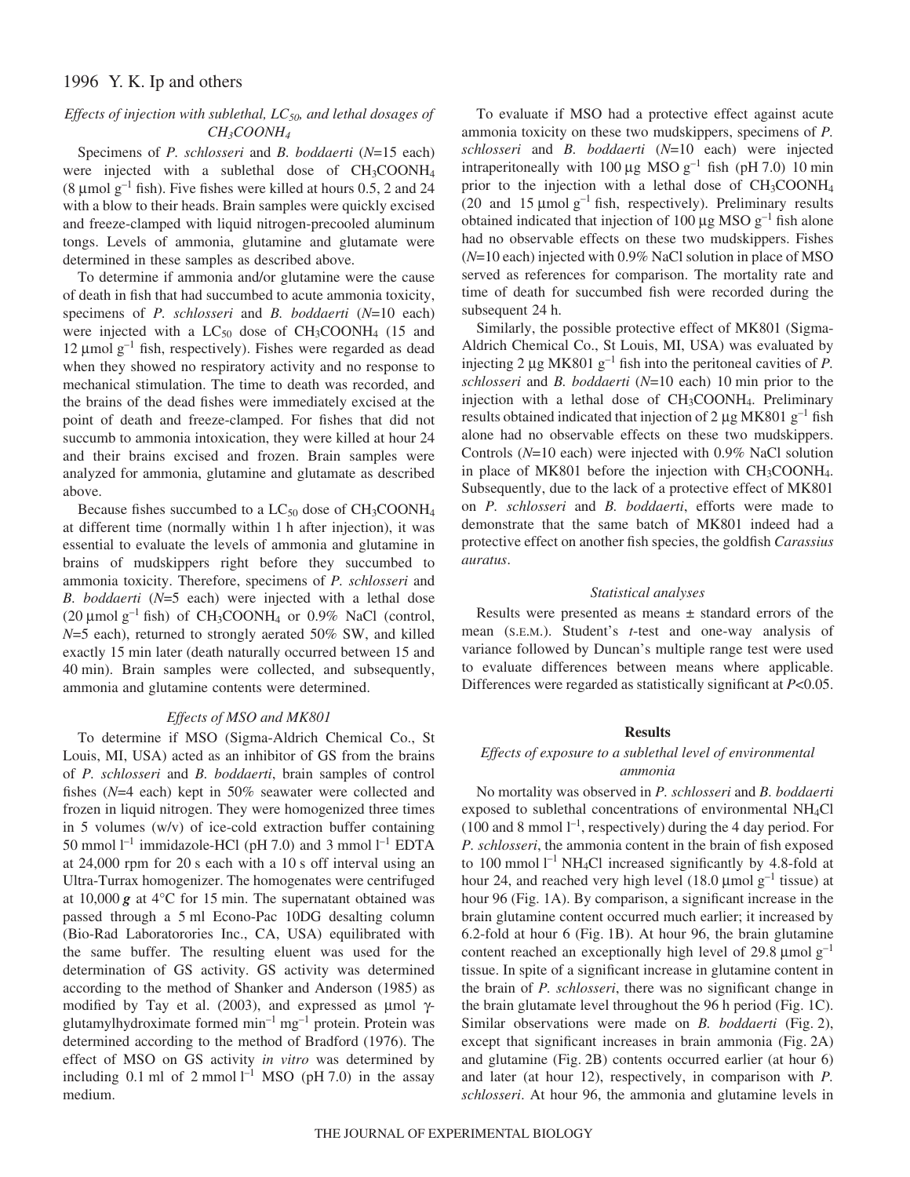### *Effects of injection with sublethal, $LC_{50}$, and lethal dosages of $CH_3COONH_4$*

Specimens of *P. schlosseri* and *B. boddaerti* ($N$=15 each) were injected with a sublethal dose of $CH_3COONH_4$ (8 μmol $g^{-1}$ fish). Five fishes were killed at hours 0.5, 2 and 24 with a blow to their heads. Brain samples were quickly excised and freeze-clamped with liquid nitrogen-precooled aluminum tongs. Levels of ammonia, glutamine and glutamate were determined in these samples as described above.

To determine if ammonia and/or glutamine were the cause of death in fish that had succumbed to acute ammonia toxicity, specimens of *P. schlosseri* and *B. boddaerti* ($N$=10 each) were injected with a $LC_{50}$ dose of $CH_3COONH_4$ (15 and 12 μmol $g^{-1}$ fish, respectively). Fishes were regarded as dead when they showed no respiratory activity and no response to mechanical stimulation. The time to death was recorded, and the brains of the dead fishes were immediately excised at the point of death and freeze-clamped. For fishes that did not succumb to ammonia intoxication, they were killed at hour 24 and their brains excised and frozen. Brain samples were analyzed for ammonia, glutamine and glutamate as described above.

Because fishes succumbed to a $LC_{50}$ dose of $CH_3COONH_4$ at different time (normally within 1 h after injection), it was essential to evaluate the levels of ammonia and glutamine in brains of mudskippers right before they succumbed to ammonia toxicity. Therefore, specimens of *P. schlosseri* and *B. boddaerti* ($N$=5 each) were injected with a lethal dose (20 μmol $g^{-1}$ fish) of $CH_3COONH_4$ or 0.9% NaCl (control, $N$=5 each), returned to strongly aerated 50% SW, and killed exactly 15 min later (death naturally occurred between 15 and 40 min). Brain samples were collected, and subsequently, ammonia and glutamine contents were determined.

### *Effects of MSO and MK801*

To determine if MSO (Sigma-Aldrich Chemical Co., St Louis, MI, USA) acted as an inhibitor of GS from the brains of *P. schlosseri* and *B. boddaerti*, brain samples of control fishes ($N$=4 each) kept in 50% seawater were collected and frozen in liquid nitrogen. They were homogenized three times in 5 volumes (w/v) of ice-cold extraction buffer containing 50 mmol $l^{-1}$ immidazole-HCl (pH 7.0) and 3 mmol $l^{-1}$ EDTA at 24,000 rpm for 20 s each with a 10 s off interval using an Ultra-Turrax homogenizer. The homogenates were centrifuged at 10,000 ***g*** at 4°C for 15 min. The supernatant obtained was passed through a 5 ml Econo-Pac 10DG desalting column (Bio-Rad Laboratorories Inc., CA, USA) equilibrated with the same buffer. The resulting eluent was used for the determination of GS activity. GS activity was determined according to the method of Shanker and Anderson (1985) as modified by Tay et al. (2003), and expressed as μmol γ-glutamylhydroximate formed $min^{-1}$ $mg^{-1}$ protein. Protein was determined according to the method of Bradford (1976). The effect of MSO on GS activity *in vitro* was determined by including 0.1 ml of 2 mmol $l^{-1}$ MSO (pH 7.0) in the assay medium.

To evaluate if MSO had a protective effect against acute ammonia toxicity on these two mudskippers, specimens of *P. schlosseri* and *B. boddaerti* ($N$=10 each) were injected intraperitoneally with 100 μg MSO $g^{-1}$ fish (pH 7.0) 10 min prior to the injection with a lethal dose of $CH_3COONH_4$ (20 and 15 μmol $g^{-1}$ fish, respectively). Preliminary results obtained indicated that injection of 100 μg MSO $g^{-1}$ fish alone had no observable effects on these two mudskippers. Fishes ($N$=10 each) injected with 0.9% NaCl solution in place of MSO served as references for comparison. The mortality rate and time of death for succumbed fish were recorded during the subsequent 24 h.

Similarly, the possible protective effect of MK801 (Sigma-Aldrich Chemical Co., St Louis, MI, USA) was evaluated by injecting 2 μg MK801 $g^{-1}$ fish into the peritoneal cavities of *P. schlosseri* and *B. boddaerti* ($N$=10 each) 10 min prior to the injection with a lethal dose of $CH_3COONH_4$. Preliminary results obtained indicated that injection of 2 μg MK801 $g^{-1}$ fish alone had no observable effects on these two mudskippers. Controls ($N$=10 each) were injected with 0.9% NaCl solution in place of MK801 before the injection with $CH_3COONH_4$. Subsequently, due to the lack of a protective effect of MK801 on *P. schlosseri* and *B. boddaerti*, efforts were made to demonstrate that the same batch of MK801 indeed had a protective effect on another fish species, the goldfish *Carassius auratus*.

### *Statistical analyses*

Results were presented as means ± standard errors of the mean (S.E.M.). Student's *t*-test and one-way analysis of variance followed by Duncan's multiple range test were used to evaluate differences between means where applicable. Differences were regarded as statistically significant at $P$<0.05.

## Results

### *Effects of exposure to a sublethal level of environmental ammonia*

No mortality was observed in *P. schlosseri* and *B. boddaerti* exposed to sublethal concentrations of environmental $NH_4Cl$ (100 and 8 mmol $l^{-1}$, respectively) during the 4 day period. For *P. schlosseri*, the ammonia content in the brain of fish exposed to 100 mmol $l^{-1}$ $NH_4Cl$ increased significantly by 4.8-fold at hour 24, and reached very high level (18.0 μmol $g^{-1}$ tissue) at hour 96 (Fig. 1A). By comparison, a significant increase in the brain glutamine content occurred much earlier; it increased by 6.2-fold at hour 6 (Fig. 1B). At hour 96, the brain glutamine content reached an exceptionally high level of 29.8 μmol $g^{-1}$ tissue. In spite of a significant increase in glutamine content in the brain of *P. schlosseri*, there was no significant change in the brain glutamate level throughout the 96 h period (Fig. 1C). Similar observations were made on *B. boddaerti* (Fig. 2), except that significant increases in brain ammonia (Fig. 2A) and glutamine (Fig. 2B) contents occurred earlier (at hour 6) and later (at hour 12), respectively, in comparison with *P. schlosseri*. At hour 96, the ammonia and glutamine levels in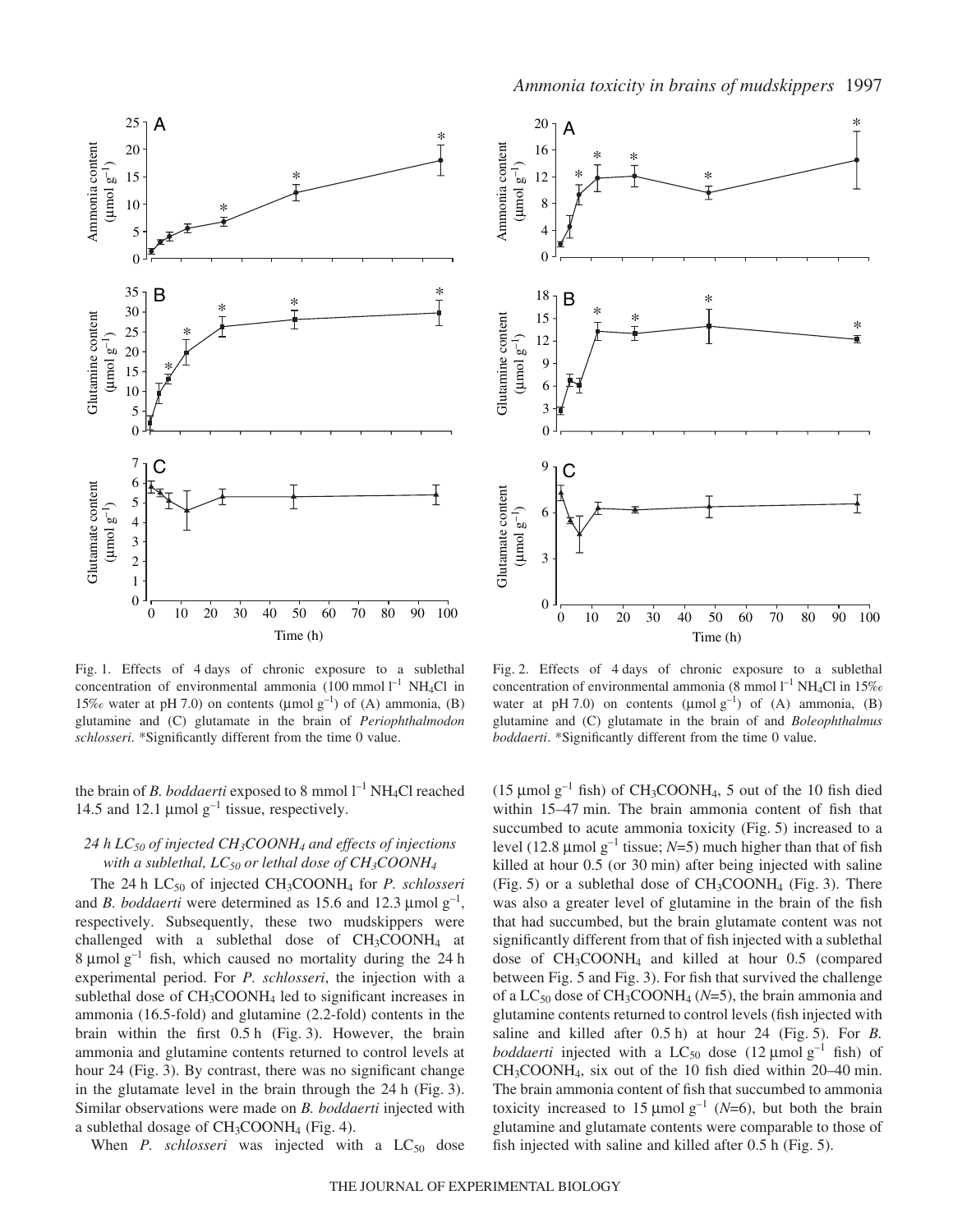Fig. 1. Effects of 4 days of chronic exposure to a sublethal concentration of environmental ammonia (100 mmol $l^{-1}$ $NH_4Cl$ in 15‰ water at pH 7.0) on contents (μmol $g^{-1}$) of (A) ammonia, (B) glutamine and (C) glutamate in the brain of *Periophthalmodon schlosseri*. *Significantly different from the time 0 value.

Fig. 2. Effects of 4 days of chronic exposure to a sublethal concentration of environmental ammonia (8 mmol $l^{-1}$ $NH_4Cl$ in 15‰ water at pH 7.0) on contents (μmol $g^{-1}$) of (A) ammonia, (B) glutamine and (C) glutamate in the brain of and *Boleophthalmus boddaerti*. *Significantly different from the time 0 value.

the brain of *B. boddaerti* exposed to 8 mmol $l^{-1}$ $NH_4Cl$ reached 14.5 and 12.1 μmol $g^{-1}$ tissue, respectively.

### *24 h $LC_{50}$ of injected $CH_3COONH_4$ and effects of injections with a sublethal, $LC_{50}$ or lethal dose of $CH_3COONH_4$*

The 24 h $LC_{50}$ of injected $CH_3COONH_4$ for *P. schlosseri* and *B. boddaerti* were determined as 15.6 and 12.3 μmol $g^{-1}$, respectively. Subsequently, these two mudskippers were challenged with a sublethal dose of $CH_3COONH_4$ at 8 μmol $g^{-1}$ fish, which caused no mortality during the 24 h experimental period. For *P. schlosseri*, the injection with a sublethal dose of $CH_3COONH_4$ led to significant increases in ammonia (16.5-fold) and glutamine (2.2-fold) contents in the brain within the first 0.5 h (Fig. 3). However, the brain ammonia and glutamine contents returned to control levels at hour 24 (Fig. 3). By contrast, there was no significant change in the glutamate level in the brain through the 24 h (Fig. 3). Similar observations were made on *B. boddaerti* injected with a sublethal dosage of $CH_3COONH_4$ (Fig. 4).

When *P. schlosseri* was injected with a $LC_{50}$ dose (15 μmol $g^{-1}$ fish) of $CH_3COONH_4$, 5 out of the 10 fish died within 15–47 min. The brain ammonia content of fish that succumbed to acute ammonia toxicity (Fig. 5) increased to a level (12.8 μmol $g^{-1}$ tissue; $N$=5) much higher than that of fish killed at hour 0.5 (or 30 min) after being injected with saline (Fig. 5) or a sublethal dose of $CH_3COONH_4$ (Fig. 3). There was also a greater level of glutamine in the brain of the fish that had succumbed, but the brain glutamate content was not significantly different from that of fish injected with a sublethal dose of $CH_3COONH_4$ and killed at hour 0.5 (compared between Fig. 5 and Fig. 3). For fish that survived the challenge of a $LC_{50}$ dose of $CH_3COONH_4$ ($N$=5), the brain ammonia and glutamine contents returned to control levels (fish injected with saline and killed after 0.5 h) at hour 24 (Fig. 5). For *B. boddaerti* injected with a $LC_{50}$ dose (12 μmol $g^{-1}$ fish) of $CH_3COONH_4$, six out of the 10 fish died within 20–40 min. The brain ammonia content of fish that succumbed to ammonia toxicity increased to 15 μmol $g^{-1}$ ($N$=6), but both the brain glutamine and glutamate contents were comparable to those of fish injected with saline and killed after 0.5 h (Fig. 5).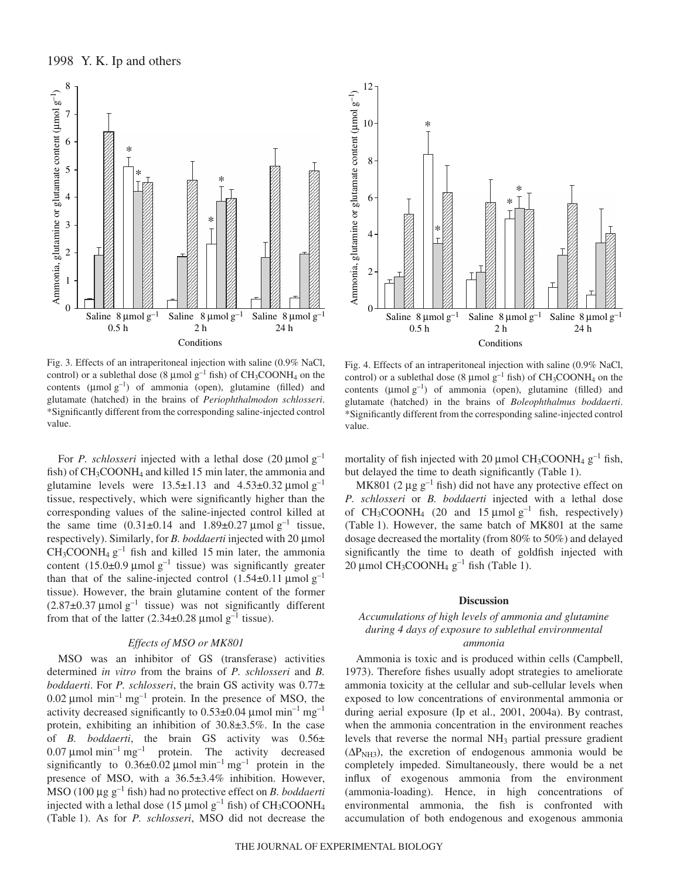Fig. 3. Effects of an intraperitoneal injection with saline (0.9% NaCl, control) or a sublethal dose (8 μmol $g^{-1}$ fish) of $CH_3COONH_4$ on the contents (μmol $g^{-1}$) of ammonia (open), glutamine (filled) and glutamate (hatched) in the brains of *Periophthalmodon schlosseri*. *Significantly different from the corresponding saline-injected control value.

Fig. 4. Effects of an intraperitoneal injection with saline (0.9% NaCl, control) or a sublethal dose (8 μmol $g^{-1}$ fish) of $CH_3COONH_4$ on the contents (μmol $g^{-1}$) of ammonia (open), glutamine (filled) and glutamate (hatched) in the brains of *Boleophthalmus boddaerti*. *Significantly different from the corresponding saline-injected control value.

For *P. schlosseri* injected with a lethal dose (20 μmol $g^{-1}$ fish) of $CH_3COONH_4$ and killed 15 min later, the ammonia and glutamine levels were 13.5±1.13 and 4.53±0.32 μmol $g^{-1}$ tissue, respectively, which were significantly higher than the corresponding values of the saline-injected control killed at the same time (0.31±0.14 and 1.89±0.27 μmol $g^{-1}$ tissue, respectively). Similarly, for *B. boddaerti* injected with 20 μmol $CH_3COONH_4$ $g^{-1}$ fish and killed 15 min later, the ammonia content (15.0±0.9 μmol $g^{-1}$ tissue) was significantly greater than that of the saline-injected control (1.54±0.11 μmol $g^{-1}$ tissue). However, the brain glutamine content of the former (2.87±0.37 μmol $g^{-1}$ tissue) was not significantly different from that of the latter (2.34±0.28 μmol $g^{-1}$ tissue).

### *Effects of MSO or MK801*

MSO was an inhibitor of GS (transferase) activities determined *in vitro* from the brains of *P. schlosseri* and *B. boddaerti*. For *P. schlosseri*, the brain GS activity was 0.77± 0.02 μmol $min^{-1}$ $mg^{-1}$ protein. In the presence of MSO, the activity decreased significantly to 0.53±0.04 μmol $min^{-1}$ $mg^{-1}$ protein, exhibiting an inhibition of 30.8±3.5%. In the case of *B. boddaerti*, the brain GS activity was 0.56± 0.07 μmol $min^{-1}$ $mg^{-1}$ protein. The activity decreased significantly to 0.36±0.02 μmol $min^{-1}$ $mg^{-1}$ protein in the presence of MSO, with a 36.5±3.4% inhibition. However, MSO (100 μg $g^{-1}$ fish) had no protective effect on *B. boddaerti* injected with a lethal dose (15 μmol $g^{-1}$ fish) of $CH_3COONH_4$ (Table 1). As for *P. schlosseri*, MSO did not decrease the mortality of fish injected with 20 μmol $CH_3COONH_4$ $g^{-1}$ fish, but delayed the time to death significantly (Table 1).

MK801 (2 μg $g^{-1}$ fish) did not have any protective effect on *P. schlosseri* or *B. boddaerti* injected with a lethal dose of $CH_3COONH_4$ (20 and 15 μmol $g^{-1}$ fish, respectively) (Table 1). However, the same batch of MK801 at the same dosage decreased the mortality (from 80% to 50%) and delayed significantly the time to death of goldfish injected with 20 μmol $CH_3COONH_4$ $g^{-1}$ fish (Table 1).

## Discussion

### *Accumulations of high levels of ammonia and glutamine during 4 days of exposure to sublethal environmental ammonia*

Ammonia is toxic and is produced within cells (Campbell, 1973). Therefore fishes usually adopt strategies to ameliorate ammonia toxicity at the cellular and sub-cellular levels when exposed to low concentrations of environmental ammonia or during aerial exposure (Ip et al., 2001, 2004a). By contrast, when the ammonia concentration in the environment reaches levels that reverse the normal $NH_3$ partial pressure gradient ($\Delta P_{NH3}$), the excretion of endogenous ammonia would be completely impeded. Simultaneously, there would be a net influx of exogenous ammonia from the environment (ammonia-loading). Hence, in high concentrations of environmental ammonia, the fish is confronted with accumulation of both endogenous and exogenous ammonia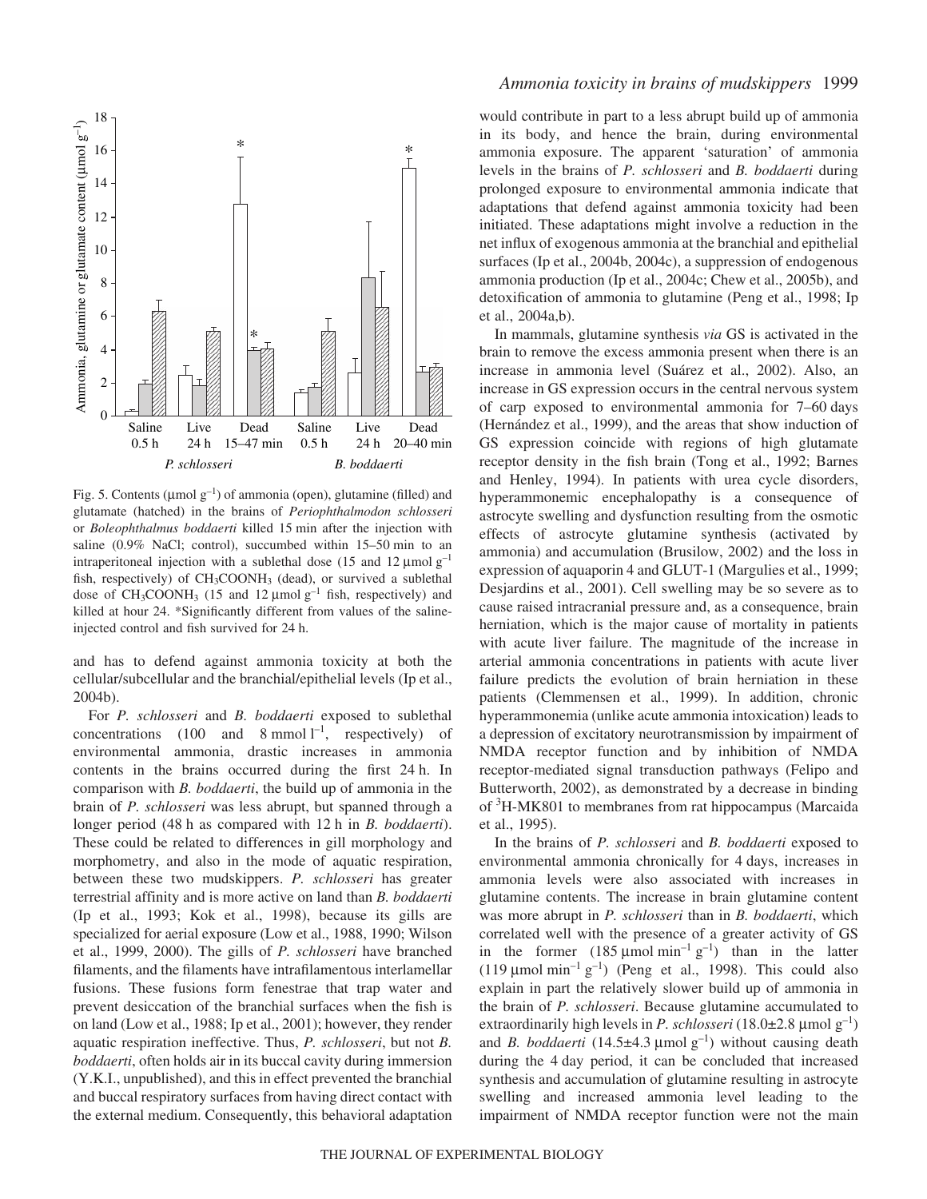Fig. 5. Contents (μmol g$^{-1}$) of ammonia (open), glutamine (filled) and glutamate (hatched) in the brains of *Periophthalmodon schlosseri* or *Boleophthalmus boddaerti* killed 15 min after the injection with saline (0.9% NaCl; control), succumbed within 15–50 min to an intraperitoneal injection with a sublethal dose (15 and 12 μmol g$^{-1}$ fish, respectively) of $CH_3COONH_3$ (dead), or survived a sublethal dose of $CH_3COONH_3$ (15 and 12 μmol g$^{-1}$ fish, respectively) and killed at hour 24. *Significantly different from values of the saline-injected control and fish survived for 24 h.

and has to defend against ammonia toxicity at both the cellular/subcellular and the branchial/epithelial levels (Ip et al., 2004b).

For *P. schlosseri* and *B. boddaerti* exposed to sublethal concentrations (100 and 8 mmol l$^{-1}$, respectively) of environmental ammonia, drastic increases in ammonia contents in the brains occurred during the first 24 h. In comparison with *B. boddaerti*, the build up of ammonia in the brain of *P. schlosseri* was less abrupt, but spanned through a longer period (48 h as compared with 12 h in *B. boddaerti*). These could be related to differences in gill morphology and morphometry, and also in the mode of aquatic respiration, between these two mudskippers. *P. schlosseri* has greater terrestrial affinity and is more active on land than *B. boddaerti* (Ip et al., 1993; Kok et al., 1998), because its gills are specialized for aerial exposure (Low et al., 1988, 1990; Wilson et al., 1999, 2000). The gills of *P. schlosseri* have branched filaments, and the filaments have intrafilamentous interlamellar fusions. These fusions form fenestrae that trap water and prevent desiccation of the branchial surfaces when the fish is on land (Low et al., 1988; Ip et al., 2001); however, they render aquatic respiration ineffective. Thus, *P. schlosseri*, but not *B. boddaerti*, often holds air in its buccal cavity during immersion (Y.K.I., unpublished), and this in effect prevented the branchial and buccal respiratory surfaces from having direct contact with the external medium. Consequently, this behavioral adaptation would contribute in part to a less abrupt build up of ammonia in its body, and hence the brain, during environmental ammonia exposure. The apparent 'saturation' of ammonia levels in the brains of *P. schlosseri* and *B. boddaerti* during prolonged exposure to environmental ammonia indicate that adaptations that defend against ammonia toxicity had been initiated. These adaptations might involve a reduction in the net influx of exogenous ammonia at the branchial and epithelial surfaces (Ip et al., 2004b, 2004c), a suppression of endogenous ammonia production (Ip et al., 2004c; Chew et al., 2005b), and detoxification of ammonia to glutamine (Peng et al., 1998; Ip et al., 2004a,b).

In mammals, glutamine synthesis *via* GS is activated in the brain to remove the excess ammonia present when there is an increase in ammonia level (Suárez et al., 2002). Also, an increase in GS expression occurs in the central nervous system of carp exposed to environmental ammonia for 7–60 days (Hernández et al., 1999), and the areas that show induction of GS expression coincide with regions of high glutamate receptor density in the fish brain (Tong et al., 1992; Barnes and Henley, 1994). In patients with urea cycle disorders, hyperammonemic encephalopathy is a consequence of astrocyte swelling and dysfunction resulting from the osmotic effects of astrocyte glutamine synthesis (activated by ammonia) and accumulation (Brusilow, 2002) and the loss in expression of aquaporin 4 and GLUT-1 (Margulies et al., 1999; Desjardins et al., 2001). Cell swelling may be so severe as to cause raised intracranial pressure and, as a consequence, brain herniation, which is the major cause of mortality in patients with acute liver failure. The magnitude of the increase in arterial ammonia concentrations in patients with acute liver failure predicts the evolution of brain herniation in these patients (Clemmensen et al., 1999). In addition, chronic hyperammonemia (unlike acute ammonia intoxication) leads to a depression of excitatory neurotransmission by impairment of NMDA receptor function and by inhibition of NMDA receptor-mediated signal transduction pathways (Felipo and Butterworth, 2002), as demonstrated by a decrease in binding of $^3$H-MK801 to membranes from rat hippocampus (Marcaida et al., 1995).

In the brains of *P. schlosseri* and *B. boddaerti* exposed to environmental ammonia chronically for 4 days, increases in ammonia levels were also associated with increases in glutamine contents. The increase in brain glutamine content was more abrupt in *P. schlosseri* than in *B. boddaerti*, which correlated well with the presence of a greater activity of GS in the former (185 μmol min$^{-1}$ g$^{-1}$) than in the latter (119 μmol min$^{-1}$ g$^{-1}$) (Peng et al., 1998). This could also explain in part the relatively slower build up of ammonia in the brain of *P. schlosseri*. Because glutamine accumulated to extraordinarily high levels in *P. schlosseri* (18.0±2.8 μmol g$^{-1}$) and *B. boddaerti* (14.5±4.3 μmol g$^{-1}$) without causing death during the 4 day period, it can be concluded that increased synthesis and accumulation of glutamine resulting in astrocyte swelling and increased ammonia level leading to the impairment of NMDA receptor function were not the main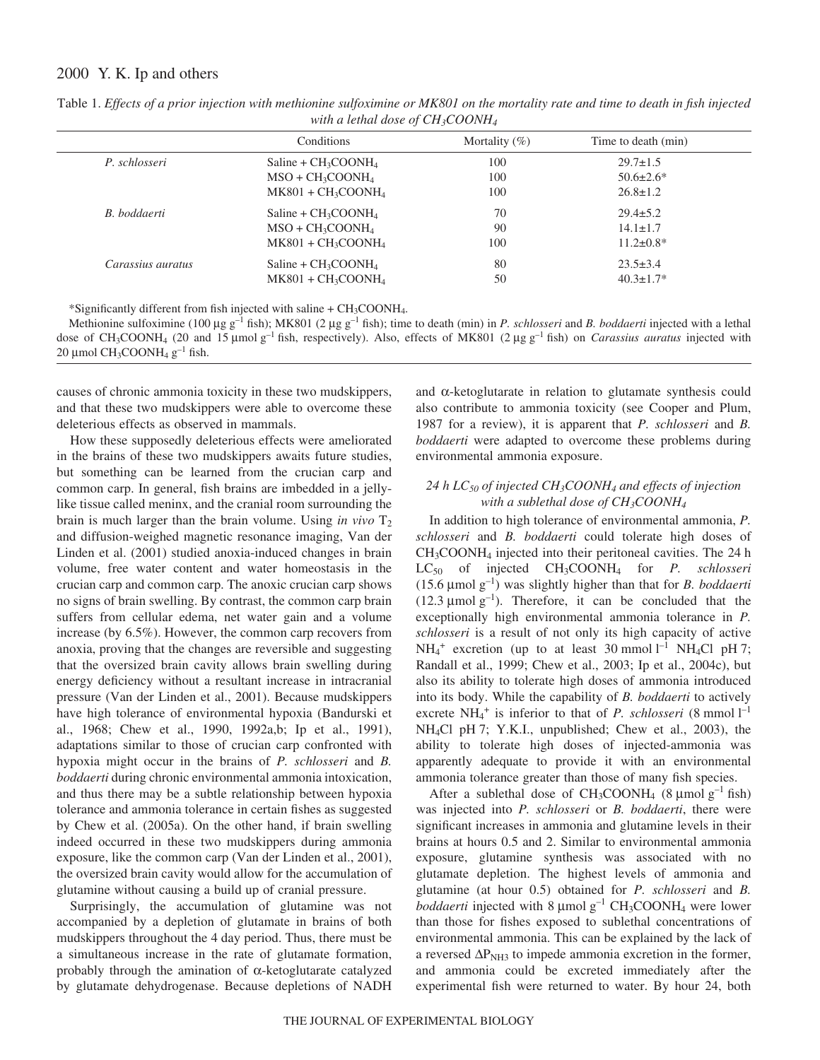Table 1. *Effects of a prior injection with methionine sulfoximine or MK801 on the mortality rate and time to death in fish injected with a lethal dose of $CH_3COONH_4$*

| | Conditions | Mortality (%) | Time to death (min) |
|---|---|---|---|
| *P. schlosseri* | Saline + $CH_3COONH_4$ | 100 | 29.7±1.5 |
| | MSO + $CH_3COONH_4$ | 100 | 50.6±2.6* |
| | MK801 + $CH_3COONH_4$ | 100 | 26.8±1.2 |
| *B. boddaerti* | Saline + $CH_3COONH_4$ | 70 | 29.4±5.2 |
| | MSO + $CH_3COONH_4$ | 90 | 14.1±1.7 |
| | MK801 + $CH_3COONH_4$ | 100 | 11.2±0.8* |
| *Carassius auratus* | Saline + $CH_3COONH_4$ | 80 | 23.5±3.4 |
| | MK801 + $CH_3COONH_4$ | 50 | 40.3±1.7* |

*Significantly different from fish injected with saline + $CH_3COONH_4$.

Methionine sulfoximine (100 μg $g^{-1}$ fish); MK801 (2 μg $g^{-1}$ fish); time to death (min) in *P. schlosseri* and *B. boddaerti* injected with a lethal dose of $CH_3COONH_4$ (20 and 15 μmol $g^{-1}$ fish, respectively). Also, effects of MK801 (2 μg $g^{-1}$ fish) on *Carassius auratus* injected with 20 μmol $CH_3COONH_4$ $g^{-1}$ fish.

causes of chronic ammonia toxicity in these two mudskippers, and that these two mudskippers were able to overcome these deleterious effects as observed in mammals.

How these supposedly deleterious effects were ameliorated in the brains of these two mudskippers awaits future studies, but something can be learned from the crucian carp and common carp. In general, fish brains are imbedded in a jelly-like tissue called meninx, and the cranial room surrounding the brain is much larger than the brain volume. Using *in vivo* $T_2$ and diffusion-weighed magnetic resonance imaging, Van der Linden et al. (2001) studied anoxia-induced changes in brain volume, free water content and water homeostasis in the crucian carp and common carp. The anoxic crucian carp shows no signs of brain swelling. By contrast, the common carp brain suffers from cellular edema, net water gain and a volume increase (by 6.5%). However, the common carp recovers from anoxia, proving that the changes are reversible and suggesting that the oversized brain cavity allows brain swelling during energy deficiency without a resultant increase in intracranial pressure (Van der Linden et al., 2001). Because mudskippers have high tolerance of environmental hypoxia (Bandurski et al., 1968; Chew et al., 1990, 1992a,b; Ip et al., 1991), adaptations similar to those of crucian carp confronted with hypoxia might occur in the brains of *P. schlosseri* and *B. boddaerti* during chronic environmental ammonia intoxication, and thus there may be a subtle relationship between hypoxia tolerance and ammonia tolerance in certain fishes as suggested by Chew et al. (2005a). On the other hand, if brain swelling indeed occurred in these two mudskippers during ammonia exposure, like the common carp (Van der Linden et al., 2001), the oversized brain cavity would allow for the accumulation of glutamine without causing a build up of cranial pressure.

Surprisingly, the accumulation of glutamine was not accompanied by a depletion of glutamate in brains of both mudskippers throughout the 4 day period. Thus, there must be a simultaneous increase in the rate of glutamate formation, probably through the amination of α-ketoglutarate catalyzed by glutamate dehydrogenase. Because depletions of NADH and α-ketoglutarate in relation to glutamate synthesis could also contribute to ammonia toxicity (see Cooper and Plum, 1987 for a review), it is apparent that *P. schlosseri* and *B. boddaerti* were adapted to overcome these problems during environmental ammonia exposure.

### *24 h $LC_{50}$ of injected $CH_3COONH_4$ and effects of injection with a sublethal dose of $CH_3COONH_4$*

In addition to high tolerance of environmental ammonia, *P. schlosseri* and *B. boddaerti* could tolerate high doses of $CH_3COONH_4$ injected into their peritoneal cavities. The 24 h $LC_{50}$ of injected $CH_3COONH_4$ for *P. schlosseri* (15.6 μmol $g^{-1}$) was slightly higher than that for *B. boddaerti* (12.3 μmol $g^{-1}$). Therefore, it can be concluded that the exceptionally high environmental ammonia tolerance in *P. schlosseri* is a result of not only its high capacity of active $NH_4^+$ excretion (up to at least 30 mmol $l^{-1}$ $NH_4Cl$ pH 7; Randall et al., 1999; Chew et al., 2003; Ip et al., 2004c), but also its ability to tolerate high doses of ammonia introduced into its body. While the capability of *B. boddaerti* to actively excrete $NH_4^+$ is inferior to that of *P. schlosseri* (8 mmol $l^{-1}$ $NH_4Cl$ pH 7; Y.K.I., unpublished; Chew et al., 2003), the ability to tolerate high doses of injected-ammonia was apparently adequate to provide it with an environmental ammonia tolerance greater than those of many fish species.

After a sublethal dose of $CH_3COONH_4$ (8 μmol $g^{-1}$ fish) was injected into *P. schlosseri* or *B. boddaerti*, there were significant increases in ammonia and glutamine levels in their brains at hours 0.5 and 2. Similar to environmental ammonia exposure, glutamine synthesis was associated with no glutamate depletion. The highest levels of ammonia and glutamine (at hour 0.5) obtained for *P. schlosseri* and *B. boddaerti* injected with 8 μmol $g^{-1}$ $CH_3COONH_4$ were lower than those for fishes exposed to sublethal concentrations of environmental ammonia. This can be explained by the lack of a reversed $\Delta P_{NH_3}$ to impede ammonia excretion in the former, and ammonia could be excreted immediately after the experimental fish were returned to water. By hour 24, both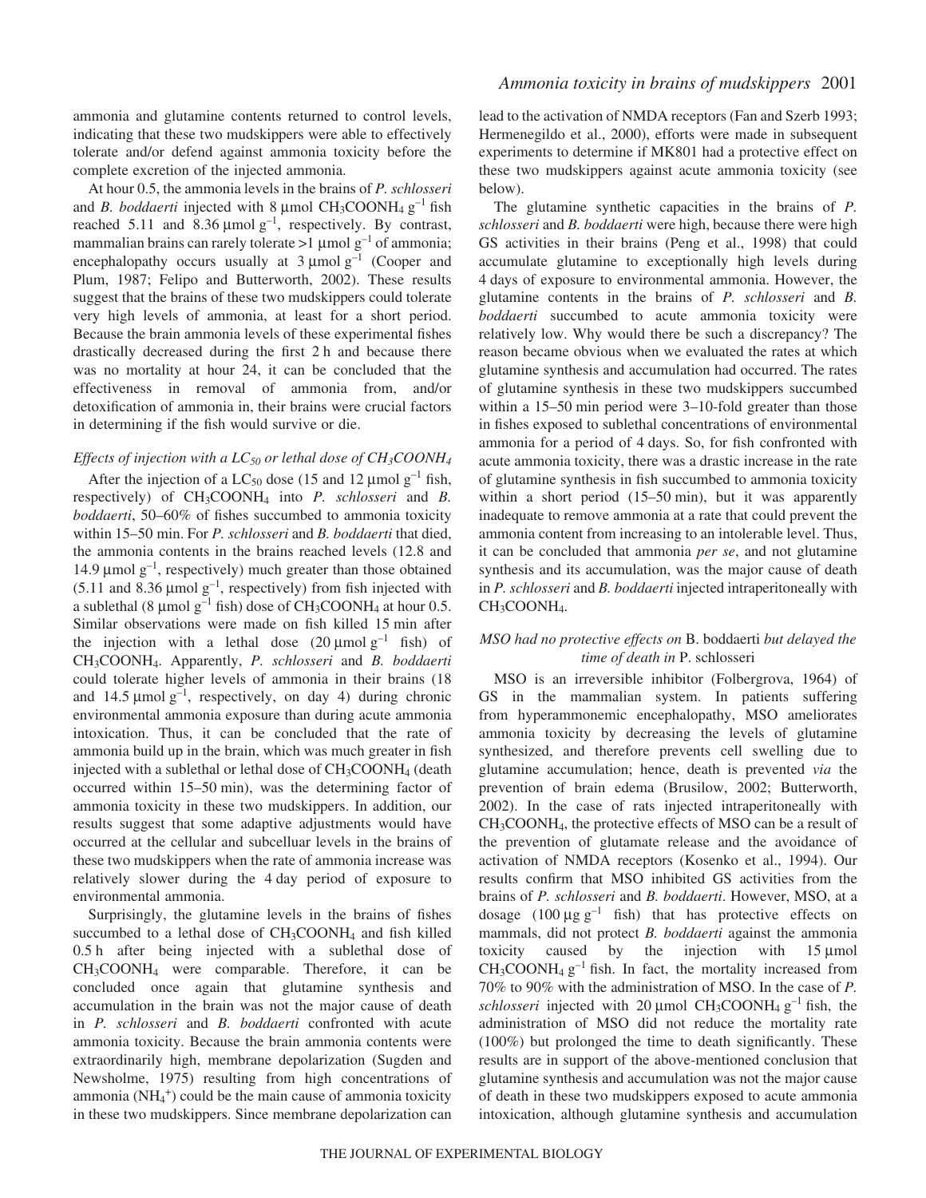ammonia and glutamine contents returned to control levels, indicating that these two mudskippers were able to effectively tolerate and/or defend against ammonia toxicity before the complete excretion of the injected ammonia.

At hour 0.5, the ammonia levels in the brains of *P. schlosseri* and *B. boddaerti* injected with 8 μmol $CH_3COONH_4$ $g^{-1}$ fish reached 5.11 and 8.36 μmol $g^{-1}$, respectively. By contrast, mammalian brains can rarely tolerate >1 μmol $g^{-1}$ of ammonia; encephalopathy occurs usually at 3 μmol $g^{-1}$ (Cooper and Plum, 1987; Felipo and Butterworth, 2002). These results suggest that the brains of these two mudskippers could tolerate very high levels of ammonia, at least for a short period. Because the brain ammonia levels of these experimental fishes drastically decreased during the first 2 h and because there was no mortality at hour 24, it can be concluded that the effectiveness in removal of ammonia from, and/or detoxification of ammonia in, their brains were crucial factors in determining if the fish would survive or die.

### *Effects of injection with a $LC_{50}$ or lethal dose of $CH_3COONH_4$*

After the injection of a $LC_{50}$ dose (15 and 12 μmol $g^{-1}$ fish, respectively) of $CH_3COONH_4$ into *P. schlosseri* and *B. boddaerti*, 50–60% of fishes succumbed to ammonia toxicity within 15–50 min. For *P. schlosseri* and *B. boddaerti* that died, the ammonia contents in the brains reached levels (12.8 and 14.9 μmol $g^{-1}$, respectively) much greater than those obtained (5.11 and 8.36 μmol $g^{-1}$, respectively) from fish injected with a sublethal (8 μmol $g^{-1}$ fish) dose of $CH_3COONH_4$ at hour 0.5. Similar observations were made on fish killed 15 min after the injection with a lethal dose (20 μmol $g^{-1}$ fish) of $CH_3COONH_4$. Apparently, *P. schlosseri* and *B. boddaerti* could tolerate higher levels of ammonia in their brains (18 and 14.5 μmol $g^{-1}$, respectively, on day 4) during chronic environmental ammonia exposure than during acute ammonia intoxication. Thus, it can be concluded that the rate of ammonia build up in the brain, which was much greater in fish injected with a sublethal or lethal dose of $CH_3COONH_4$ (death occurred within 15–50 min), was the determining factor of ammonia toxicity in these two mudskippers. In addition, our results suggest that some adaptive adjustments would have occurred at the cellular and subcelluar levels in the brains of these two mudskippers when the rate of ammonia increase was relatively slower during the 4 day period of exposure to environmental ammonia.

Surprisingly, the glutamine levels in the brains of fishes succumbed to a lethal dose of $CH_3COONH_4$ and fish killed 0.5 h after being injected with a sublethal dose of $CH_3COONH_4$ were comparable. Therefore, it can be concluded once again that glutamine synthesis and accumulation in the brain was not the major cause of death in *P. schlosseri* and *B. boddaerti* confronted with acute ammonia toxicity. Because the brain ammonia contents were extraordinarily high, membrane depolarization (Sugden and Newsholme, 1975) resulting from high concentrations of ammonia ($NH_4^+$) could be the main cause of ammonia toxicity in these two mudskippers. Since membrane depolarization can lead to the activation of NMDA receptors (Fan and Szerb 1993; Hermenegildo et al., 2000), efforts were made in subsequent experiments to determine if MK801 had a protective effect on these two mudskippers against acute ammonia toxicity (see below).

The glutamine synthetic capacities in the brains of *P. schlosseri* and *B. boddaerti* were high, because there were high GS activities in their brains (Peng et al., 1998) that could accumulate glutamine to exceptionally high levels during 4 days of exposure to environmental ammonia. However, the glutamine contents in the brains of *P. schlosseri* and *B. boddaerti* succumbed to acute ammonia toxicity were relatively low. Why would there be such a discrepancy? The reason became obvious when we evaluated the rates at which glutamine synthesis and accumulation had occurred. The rates of glutamine synthesis in these two mudskippers succumbed within a 15–50 min period were 3–10-fold greater than those in fishes exposed to sublethal concentrations of environmental ammonia for a period of 4 days. So, for fish confronted with acute ammonia toxicity, there was a drastic increase in the rate of glutamine synthesis in fish succumbed to ammonia toxicity within a short period (15–50 min), but it was apparently inadequate to remove ammonia at a rate that could prevent the ammonia content from increasing to an intolerable level. Thus, it can be concluded that ammonia *per se*, and not glutamine synthesis and its accumulation, was the major cause of death in *P. schlosseri* and *B. boddaerti* injected intraperitoneally with $CH_3COONH_4$.

### *MSO had no protective effects on* B. boddaerti *but delayed the time of death in* P. schlosseri

MSO is an irreversible inhibitor (Folbergrova, 1964) of GS in the mammalian system. In patients suffering from hyperammonemic encephalopathy, MSO ameliorates ammonia toxicity by decreasing the levels of glutamine synthesized, and therefore prevents cell swelling due to glutamine accumulation; hence, death is prevented *via* the prevention of brain edema (Brusilow, 2002; Butterworth, 2002). In the case of rats injected intraperitoneally with $CH_3COONH_4$, the protective effects of MSO can be a result of the prevention of glutamate release and the avoidance of activation of NMDA receptors (Kosenko et al., 1994). Our results confirm that MSO inhibited GS activities from the brains of *P. schlosseri* and *B. boddaerti*. However, MSO, at a dosage (100 μg $g^{-1}$ fish) that has protective effects on mammals, did not protect *B. boddaerti* against the ammonia toxicity caused by the injection with 15 μmol $CH_3COONH_4$ $g^{-1}$ fish. In fact, the mortality increased from 70% to 90% with the administration of MSO. In the case of *P. schlosseri* injected with 20 μmol $CH_3COONH_4$ $g^{-1}$ fish, the administration of MSO did not reduce the mortality rate (100%) but prolonged the time to death significantly. These results are in support of the above-mentioned conclusion that glutamine synthesis and accumulation was not the major cause of death in these two mudskippers exposed to acute ammonia intoxication, although glutamine synthesis and accumulation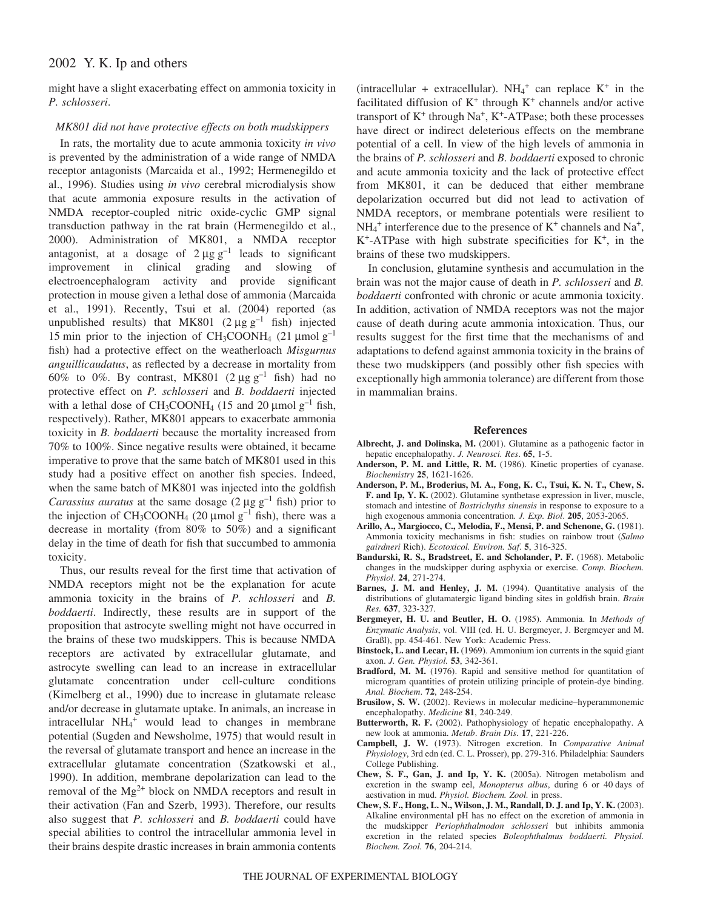might have a slight exacerbating effect on ammonia toxicity in *P. schlosseri*.

### *MK801 did not have protective effects on both mudskippers*

In rats, the mortality due to acute ammonia toxicity *in vivo* is prevented by the administration of a wide range of NMDA receptor antagonists (Marcaida et al., 1992; Hermenegildo et al., 1996). Studies using *in vivo* cerebral microdialysis show that acute ammonia exposure results in the activation of NMDA receptor-coupled nitric oxide-cyclic GMP signal transduction pathway in the rat brain (Hermenegildo et al., 2000). Administration of MK801, a NMDA receptor antagonist, at a dosage of $2\ \mu g\ g^{-1}$ leads to significant improvement in clinical grading and slowing of electroencephalogram activity and provide significant protection in mouse given a lethal dose of ammonia (Marcaida et al., 1991). Recently, Tsui et al. (2004) reported (as unpublished results) that MK801 ($2\ \mu g\ g^{-1}$ fish) injected 15 min prior to the injection of $CH_3COONH_4$ ($21\ \mu mol\ g^{-1}$ fish) had a protective effect on the weatherloach *Misgurnus anguillicaudatus*, as reflected by a decrease in mortality from 60% to 0%. By contrast, MK801 ($2\ \mu g\ g^{-1}$ fish) had no protective effect on *P. schlosseri* and *B. boddaerti* injected with a lethal dose of $CH_3COONH_4$ (15 and $20\ \mu mol\ g^{-1}$ fish, respectively). Rather, MK801 appears to exacerbate ammonia toxicity in *B. boddaerti* because the mortality increased from 70% to 100%. Since negative results were obtained, it became imperative to prove that the same batch of MK801 used in this study had a positive effect on another fish species. Indeed, when the same batch of MK801 was injected into the goldfish *Carassius auratus* at the same dosage ($2\ \mu g\ g^{-1}$ fish) prior to the injection of $CH_3COONH_4$ ($20\ \mu mol\ g^{-1}$ fish), there was a decrease in mortality (from 80% to 50%) and a significant delay in the time of death for fish that succumbed to ammonia toxicity.

Thus, our results reveal for the first time that activation of NMDA receptors might not be the explanation for acute ammonia toxicity in the brains of *P. schlosseri* and *B. boddaerti*. Indirectly, these results are in support of the proposition that astrocyte swelling might not have occurred in the brains of these two mudskippers. This is because NMDA receptors are activated by extracellular glutamate, and astrocyte swelling can lead to an increase in extracellular glutamate concentration under cell-culture conditions (Kimelberg et al., 1990) due to increase in glutamate release and/or decrease in glutamate uptake. In animals, an increase in intracellular $NH_4^+$ would lead to changes in membrane potential (Sugden and Newsholme, 1975) that would result in the reversal of glutamate transport and hence an increase in the extracellular glutamate concentration (Szatkowski et al., 1990). In addition, membrane depolarization can lead to the removal of the $Mg^{2+}$ block on NMDA receptors and result in their activation (Fan and Szerb, 1993). Therefore, our results also suggest that *P. schlosseri* and *B. boddaerti* could have special abilities to control the intracellular ammonia level in their brains despite drastic increases in brain ammonia contents (intracellular + extracellular). $NH_4^+$ can replace $K^+$ in the facilitated diffusion of $K^+$ through $K^+$ channels and/or active transport of $K^+$ through $Na^+$, $K^+$-ATPase; both these processes have direct or indirect deleterious effects on the membrane potential of a cell. In view of the high levels of ammonia in the brains of *P. schlosseri* and *B. boddaerti* exposed to chronic and acute ammonia toxicity and the lack of protective effect from MK801, it can be deduced that either membrane depolarization occurred but did not lead to activation of NMDA receptors, or membrane potentials were resilient to $NH_4^+$ interference due to the presence of $K^+$ channels and $Na^+$, $K^+$-ATPase with high substrate specificities for $K^+$, in the brains of these two mudskippers.

In conclusion, glutamine synthesis and accumulation in the brain was not the major cause of death in *P. schlosseri* and *B. boddaerti* confronted with chronic or acute ammonia toxicity. In addition, activation of NMDA receptors was not the major cause of death during acute ammonia intoxication. Thus, our results suggest for the first time that the mechanisms of and adaptations to defend against ammonia toxicity in the brains of these two mudskippers (and possibly other fish species with exceptionally high ammonia tolerance) are different from those in mammalian brains.

## References

**Albrecht, J. and Dolinska, M.** (2001). Glutamine as a pathogenic factor in hepatic encephalopathy. *J. Neurosci. Res*. **65**, 1-5.

**Anderson, P. M. and Little, R. M.** (1986). Kinetic properties of cyanase. *Biochemistry* **25**, 1621-1626.

**Anderson, P. M., Broderius, M. A., Fong, K. C., Tsui, K. N. T., Chew, S. F. and Ip, Y. K.** (2002). Glutamine synthetase expression in liver, muscle, stomach and intestine of *Bostrichyths sinensis* in response to exposure to a high exogenous ammonia concentration*. J. Exp. Biol*. **205**, 2053-2065.

**Arillo, A., Margiocco, C., Melodia, F., Mensi, P. and Schenone, G.** (1981). Ammonia toxicity mechanisms in fish: studies on rainbow trout (*Salmo gairdneri* Rich). *Ecotoxicol. Environ. Saf*. **5**, 316-325.

**Bandurski, R. S., Bradstreet, E. and Scholander, P. F.** (1968). Metabolic changes in the mudskipper during asphyxia or exercise. *Comp. Biochem. Physiol*. **24**, 271-274.

**Barnes, J. M. and Henley, J. M.** (1994). Quantitative analysis of the distributions of glutamatergic ligand binding sites in goldfish brain. *Brain Res.* **637**, 323-327.

**Bergmeyer, H. U. and Beutler, H. O.** (1985). Ammonia. In *Methods of Enzymatic Analysis*, vol. VIII (ed. H. U. Bergmeyer, J. Bergmeyer and M. Graßl), pp. 454-461. New York: Academic Press.

**Binstock, L. and Lecar, H.** (1969). Ammonium ion currents in the squid giant axon. *J. Gen. Physiol.* **53**, 342-361.

**Bradford, M. M.** (1976). Rapid and sensitive method for quantitation of microgram quantities of protein utilizing principle of protein-dye binding. *Anal. Biochem*. **72**, 248-254.

**Brusilow, S. W.** (2002). Reviews in molecular medicine–hyperammonemic encephalopathy. *Medicine* **81**, 240-249.

**Butterworth, R. F.** (2002). Pathophysiology of hepatic encephalopathy. A new look at ammonia. *Metab. Brain Dis*. **17**, 221-226.

**Campbell, J. W.** (1973). Nitrogen excretion. In *Comparative Animal Physiology*, 3rd edn (ed. C. L. Prosser), pp. 279-316. Philadelphia: Saunders College Publishing.

**Chew, S. F., Gan, J. and Ip, Y. K.** (2005a). Nitrogen metabolism and excretion in the swamp eel, *Monopterus albus*, during 6 or 40 days of aestivation in mud. *Physiol. Biochem. Zool.* in press.

**Chew, S. F., Hong, L. N., Wilson, J. M., Randall, D. J. and Ip, Y. K.** (2003). Alkaline environmental pH has no effect on the excretion of ammonia in the mudskipper *Periophthalmodon schlosseri* but inhibits ammonia excretion in the related species *Boleophthalmus boddaerti. Physiol. Biochem. Zool.* **76**, 204-214.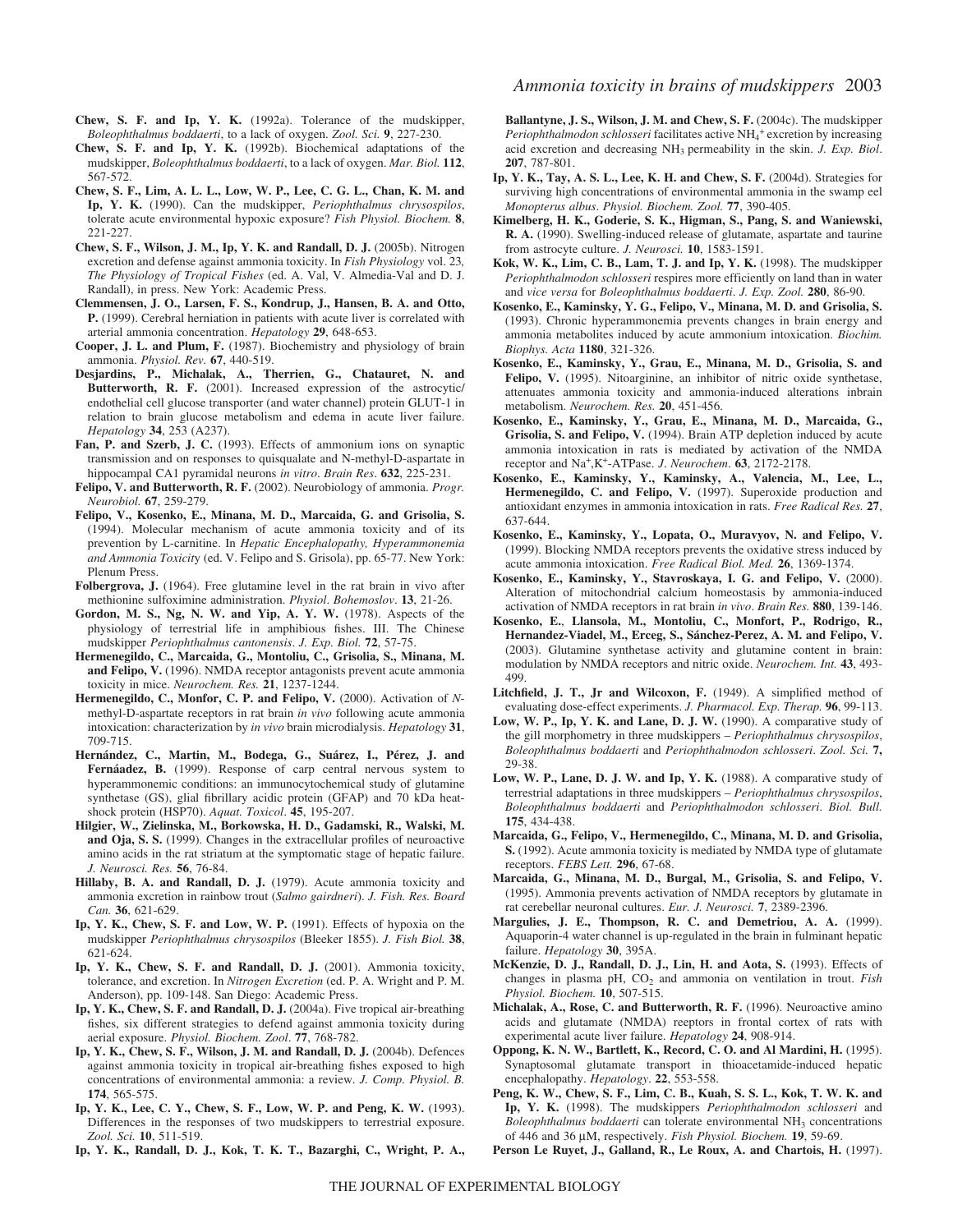**Chew, S. F. and Ip, Y. K.** (1992a). Tolerance of the mudskipper, *Boleophthalmus boddaerti*, to a lack of oxygen. *Zool. Sci.* **9**, 227-230.

**Chew, S. F. and Ip, Y. K.** (1992b). Biochemical adaptations of the mudskipper, *Boleophthalmus boddaerti*, to a lack of oxygen. *Mar. Biol.* **112**, 567-572.

**Chew, S. F., Lim, A. L. L., Low, W. P., Lee, C. G. L., Chan, K. M. and Ip, Y. K.** (1990). Can the mudskipper, *Periophthalmus chrysospilos*, tolerate acute environmental hypoxic exposure? *Fish Physiol. Biochem.* **8**, 221-227.

**Chew, S. F., Wilson, J. M., Ip, Y. K. and Randall, D. J.** (2005b). Nitrogen excretion and defense against ammonia toxicity. In *Fish Physiology* vol. 23*, The Physiology of Tropical Fishes* (ed. A. Val, V. Almedia-Val and D. J. Randall), in press. New York: Academic Press.

**Clemmensen, J. O., Larsen, F. S., Kondrup, J., Hansen, B. A. and Otto, P.** (1999). Cerebral herniation in patients with acute liver is correlated with arterial ammonia concentration. *Hepatology* **29**, 648-653.

**Cooper, J. L. and Plum, F.** (1987). Biochemistry and physiology of brain ammonia. *Physiol. Rev.* **67**, 440-519.

**Desjardins, P., Michalak, A., Therrien, G., Chatauret, N. and Butterworth, R. F.** (2001). Increased expression of the astrocytic/endothelial cell glucose transporter (and water channel) protein GLUT-1 in relation to brain glucose metabolism and edema in acute liver failure. *Hepatology* **34**, 253 (A237).

**Fan, P. and Szerb, J. C.** (1993). Effects of ammonium ions on synaptic transmission and on responses to quisqualate and N-methyl-D-aspartate in hippocampal CA1 pyramidal neurons *in vitro*. *Brain Res*. **632**, 225-231.

**Felipo, V. and Butterworth, R. F.** (2002). Neurobiology of ammonia. *Progr. Neurobiol.* **67**, 259-279.

**Felipo, V., Kosenko, E., Minana, M. D., Marcaida, G. and Grisolia, S.** (1994). Molecular mechanism of acute ammonia toxicity and of its prevention by L-carnitine. In *Hepatic Encephalopathy, Hyperammonemia and Ammonia Toxicity* (ed. V. Felipo and S. Grisola), pp. 65-77. New York: Plenum Press.

**Folbergrova, J.** (1964). Free glutamine level in the rat brain in vivo after methionine sulfoximine administration. *Physiol. Bohemoslov*. **13**, 21-26.

**Gordon, M. S., Ng, N. W. and Yip, A. Y. W.** (1978). Aspects of the physiology of terrestrial life in amphibious fishes. III. The Chinese mudskipper *Periophthalmus cantonensis*. *J. Exp. Biol.* **72**, 57-75.

**Hermenegildo, C., Marcaida, G., Montoliu, C., Grisolia, S., Minana, M. and Felipo, V.** (1996). NMDA receptor antagonists prevent acute ammonia toxicity in mice. *Neurochem. Res.* **21**, 1237-1244.

**Hermenegildo, C., Monfor, C. P. and Felipo, V.** (2000). Activation of *N*-methyl-D-aspartate receptors in rat brain *in vivo* following acute ammonia intoxication: characterization by *in vivo* brain microdialysis. *Hepatology* **31**, 709-715.

**Hernández, C., Martin, M., Bodega, G., Suárez, I., Pérez, J. and Fernáadez, B.** (1999). Response of carp central nervous system to hyperammonemic conditions: an immunocytochemical study of glutamine synthetase (GS), glial fibrillary acidic protein (GFAP) and 70 kDa heat-shock protein (HSP70). *Aquat. Toxicol*. **45**, 195-207.

**Hilgier, W., Zielinska, M., Borkowska, H. D., Gadamski, R., Walski, M. and Oja, S. S.** (1999). Changes in the extracellular profiles of neuroactive amino acids in the rat striatum at the symptomatic stage of hepatic failure. *J. Neurosci. Res.* **56**, 76-84.

**Hillaby, B. A. and Randall, D. J.** (1979). Acute ammonia toxicity and ammonia excretion in rainbow trout (*Salmo gairdneri*). *J. Fish. Res. Board Can.* **36**, 621-629.

**Ip, Y. K., Chew, S. F. and Low, W. P.** (1991). Effects of hypoxia on the mudskipper *Periophthalmus chrysospilos* (Bleeker 1855). *J. Fish Biol.* **38**, 621-624.

**Ip, Y. K., Chew, S. F. and Randall, D. J.** (2001). Ammonia toxicity, tolerance, and excretion. In *Nitrogen Excretion* (ed. P. A. Wright and P. M. Anderson), pp. 109-148. San Diego: Academic Press.

**Ip, Y. K., Chew, S. F. and Randall, D. J.** (2004a). Five tropical air-breathing fishes, six different strategies to defend against ammonia toxicity during aerial exposure. *Physiol. Biochem. Zool*. **77**, 768-782.

**Ip, Y. K., Chew, S. F., Wilson, J. M. and Randall, D. J.** (2004b). Defences against ammonia toxicity in tropical air-breathing fishes exposed to high concentrations of environmental ammonia: a review. *J. Comp. Physiol. B.* **174**, 565-575.

**Ip, Y. K., Lee, C. Y., Chew, S. F., Low, W. P. and Peng, K. W.** (1993). Differences in the responses of two mudskippers to terrestrial exposure. *Zool. Sci.* **10**, 511-519.

**Ip, Y. K., Randall, D. J., Kok, T. K. T., Bazarghi, C., Wright, P. A., Ballantyne, J. S., Wilson, J. M. and Chew, S. F.** (2004c). The mudskipper *Periophthalmodon schlosseri* facilitates active $NH_4^+$ excretion by increasing acid excretion and decreasing $NH_3$ permeability in the skin. *J. Exp. Biol*. **207**, 787-801.

**Ip, Y. K., Tay, A. S. L., Lee, K. H. and Chew, S. F.** (2004d). Strategies for surviving high concentrations of environmental ammonia in the swamp eel *Monopterus albus*. *Physiol. Biochem. Zool.* **77**, 390-405.

**Kimelberg, H. K., Goderie, S. K., Higman, S., Pang, S. and Waniewski, R. A.** (1990). Swelling-induced release of glutamate, aspartate and taurine from astrocyte culture. *J. Neurosci.* **10**, 1583-1591.

**Kok, W. K., Lim, C. B., Lam, T. J. and Ip, Y. K.** (1998). The mudskipper *Periophthalmodon schlosseri* respires more efficiently on land than in water and *vice versa* for *Boleophthalmus boddaerti*. *J. Exp. Zool.* **280**, 86-90.

**Kosenko, E., Kaminsky, Y. G., Felipo, V., Minana, M. D. and Grisolia, S.** (1993). Chronic hyperammonemia prevents changes in brain energy and ammonia metabolites induced by acute ammonium intoxication. *Biochim. Biophys. Acta* **1180**, 321-326.

**Kosenko, E., Kaminsky, Y., Grau, E., Minana, M. D., Grisolia, S. and Felipo, V.** (1995). Nitoarginine, an inhibitor of nitric oxide synthetase, attenuates ammonia toxicity and ammonia-induced alterations inbrain metabolism. *Neurochem. Res.* **20**, 451-456.

**Kosenko, E., Kaminsky, Y., Grau, E., Minana, M. D., Marcaida, G., Grisolia, S. and Felipo, V.** (1994). Brain ATP depletion induced by acute ammonia intoxication in rats is mediated by activation of the NMDA receptor and $Na^+$,$K^+$-ATPase. *J. Neurochem*. **63**, 2172-2178.

**Kosenko, E., Kaminsky, Y., Kaminsky, A., Valencia, M., Lee, L., Hermenegildo, C. and Felipo, V.** (1997). Superoxide production and antioxidant enzymes in ammonia intoxication in rats. *Free Radical Res.* **27**, 637-644.

**Kosenko, E., Kaminsky, Y., Lopata, O., Muravyov, N. and Felipo, V.** (1999). Blocking NMDA receptors prevents the oxidative stress induced by acute ammonia intoxication. *Free Radical Biol. Med.* **26**, 1369-1374.

**Kosenko, E., Kaminsky, Y., Stavroskaya, I. G. and Felipo, V.** (2000). Alteration of mitochondrial calcium homeostasis by ammonia-induced activation of NMDA receptors in rat brain *in vivo*. *Brain Res.* **880**, 139-146.

**Kosenko, E., Llansola, M., Montoliu, C., Monfort, P., Rodrigo, R., Hernandez-Viadel, M., Erceg, S., Sánchez-Perez, A. M. and Felipo, V.** (2003). Glutamine synthetase activity and glutamine content in brain: modulation by NMDA receptors and nitric oxide. *Neurochem. Int.* **43**, 493-499.

**Litchfield, J. T., Jr and Wilcoxon, F.** (1949). A simplified method of evaluating dose-effect experiments. *J. Pharmacol. Exp. Therap.* **96**, 99-113.

**Low, W. P., Ip, Y. K. and Lane, D. J. W.** (1990). A comparative study of the gill morphometry in three mudskippers – *Periophthalmus chrysospilos*, *Boleophthalmus boddaerti* and *Periophthalmodon schlosseri*. *Zool. Sci.* **7,** 29-38.

**Low, W. P., Lane, D. J. W. and Ip, Y. K.** (1988). A comparative study of terrestrial adaptations in three mudskippers – *Periophthalmus chrysospilos*, *Boleophthalmus boddaerti* and *Periophthalmodon schlosseri*. *Biol. Bull.* **175**, 434-438.

**Marcaida, G., Felipo, V., Hermenegildo, C., Minana, M. D. and Grisolia, S.** (1992). Acute ammonia toxicity is mediated by NMDA type of glutamate receptors. *FEBS Lett.* **296**, 67-68.

**Marcaida, G., Minana, M. D., Burgal, M., Grisolia, S. and Felipo, V.** (1995). Ammonia prevents activation of NMDA receptors by glutamate in rat cerebellar neuronal cultures. *Eur. J. Neurosci.* **7**, 2389-2396.

**Margulies, J. E., Thompson, R. C. and Demetriou, A. A.** (1999). Aquaporin-4 water channel is up-regulated in the brain in fulminant hepatic failure. *Hepatology* **30**, 395A.

**McKenzie, D. J., Randall, D. J., Lin, H. and Aota, S.** (1993). Effects of changes in plasma pH, $CO_2$ and ammonia on ventilation in trout. *Fish Physiol. Biochem.* **10**, 507-515.

**Michalak, A., Rose, C. and Butterworth, R. F.** (1996). Neuroactive amino acids and glutamate (NMDA) receptors in frontal cortex of rats with experimental acute liver failure. *Hepatology* **24**, 908-914.

**Oppong, K. N. W., Bartlett, K., Record, C. O. and Al Mardini, H.** (1995). Synaptosomal glutamate transport in thioacetamide-induced hepatic encephalopathy. *Hepatology*. **22**, 553-558.

**Peng, K. W., Chew, S. F., Lim, C. B., Kuah, S. S. L., Kok, T. W. K. and Ip, Y. K.** (1998). The mudskippers *Periophthalmodon schlosseri* and *Boleophthalmus boddaerti* can tolerate environmental $NH_3$ concentrations of 446 and 36 μM, respectively. *Fish Physiol. Biochem.* **19**, 59-69.

**Person Le Ruyet, J., Galland, R., Le Roux, A. and Chartois, H.** (1997).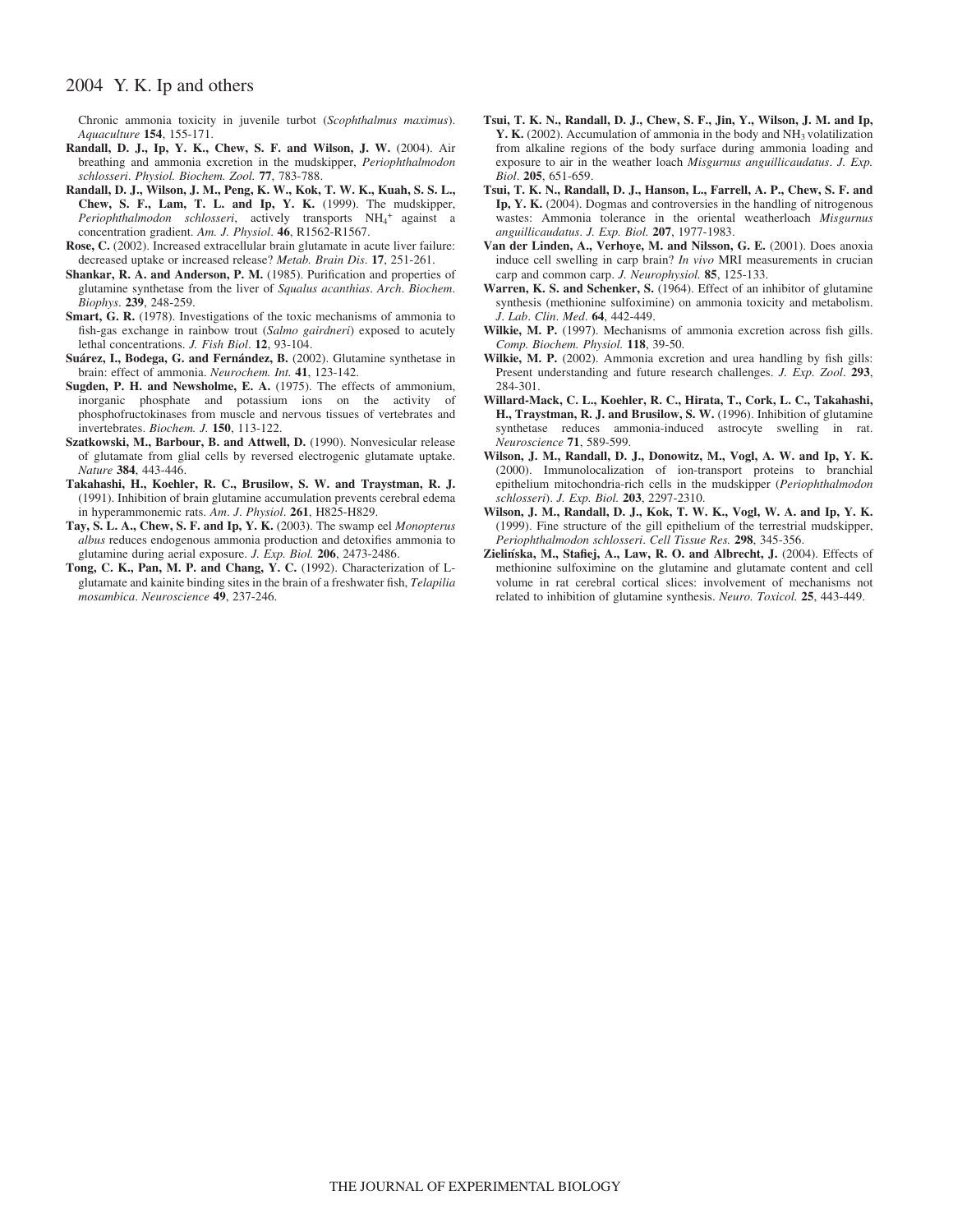Chronic ammonia toxicity in juvenile turbot (*Scophthalmus maximus*). *Aquaculture* **154**, 155-171.

**Randall, D. J., Ip, Y. K., Chew, S. F. and Wilson, J. W.** (2004). Air breathing and ammonia excretion in the mudskipper, *Periophthalmodon schlosseri*. *Physiol. Biochem. Zool.* **77**, 783-788.

**Randall, D. J., Wilson, J. M., Peng, K. W., Kok, T. W. K., Kuah, S. S. L., Chew, S. F., Lam, T. L. and Ip, Y. K.** (1999). The mudskipper, *Periophthalmodon schlosseri*, actively transports $NH_4^+$ against a concentration gradient. *Am. J. Physiol*. **46**, R1562-R1567.

**Rose, C.** (2002). Increased extracellular brain glutamate in acute liver failure: decreased uptake or increased release? *Metab. Brain Dis*. **17**, 251-261.

**Shankar, R. A. and Anderson, P. M.** (1985). Purification and properties of glutamine synthetase from the liver of *Squalus acanthias*. *Arch. Biochem. Biophys.* **239**, 248-259.

**Smart, G. R.** (1978). Investigations of the toxic mechanisms of ammonia to fish-gas exchange in rainbow trout (*Salmo gairdneri*) exposed to acutely lethal concentrations. *J. Fish Biol*. **12**, 93-104.

**Suárez, I., Bodega, G. and Fernández, B.** (2002). Glutamine synthetase in brain: effect of ammonia. *Neurochem. Int.* **41**, 123-142.

**Sugden, P. H. and Newsholme, E. A.** (1975). The effects of ammonium, inorganic phosphate and potassium ions on the activity of phosphofructokinases from muscle and nervous tissues of vertebrates and invertebrates. *Biochem. J.* **150**, 113-122.

**Szatkowski, M., Barbour, B. and Attwell, D.** (1990). Nonvesicular release of glutamate from glial cells by reversed electrogenic glutamate uptake. *Nature* **384**, 443-446.

**Takahashi, H., Koehler, R. C., Brusilow, S. W. and Traystman, R. J.** (1991). Inhibition of brain glutamine accumulation prevents cerebral edema in hyperammonemic rats. *Am*. *J*. *Physiol*. **261**, H825-H829.

**Tay, S. L. A., Chew, S. F. and Ip, Y. K.** (2003). The swamp eel *Monopterus albus* reduces endogenous ammonia production and detoxifies ammonia to glutamine during aerial exposure. *J. Exp. Biol.* **206**, 2473-2486.

**Tong, C. K., Pan, M. P. and Chang, Y. C.** (1992). Characterization of L-glutamate and kainite binding sites in the brain of a freshwater fish, *Telapilia mosambica*. *Neuroscience* **49**, 237-246.

**Tsui, T. K. N., Randall, D. J., Chew, S. F., Jin, Y., Wilson, J. M. and Ip, Y. K.** (2002). Accumulation of ammonia in the body and $NH_3$ volatilization from alkaline regions of the body surface during ammonia loading and exposure to air in the weather loach *Misgurnus anguillicaudatus*. *J. Exp. Biol*. **205**, 651-659.

**Tsui, T. K. N., Randall, D. J., Hanson, L., Farrell, A. P., Chew, S. F. and Ip, Y. K.** (2004). Dogmas and controversies in the handling of nitrogenous wastes: Ammonia tolerance in the oriental weatherloach *Misgurnus anguillicaudatus*. *J. Exp. Biol.* **207**, 1977-1983.

**Van der Linden, A., Verhoye, M. and Nilsson, G. E.** (2001). Does anoxia induce cell swelling in carp brain? *In vivo* MRI measurements in crucian carp and common carp. *J. Neurophysiol.* **85**, 125-133.

**Warren, K. S. and Schenker, S.** (1964). Effect of an inhibitor of glutamine synthesis (methionine sulfoximine) on ammonia toxicity and metabolism. *J*. *Lab*. *Clin*. *Med*. **64**, 442-449.

**Wilkie, M. P.** (1997). Mechanisms of ammonia excretion across fish gills. *Comp. Biochem. Physiol.* **118**, 39-50.

**Wilkie, M. P.** (2002). Ammonia excretion and urea handling by fish gills: Present understanding and future research challenges. *J. Exp. Zool*. **293**, 284-301.

**Willard-Mack, C. L., Koehler, R. C., Hirata, T., Cork, L. C., Takahashi, H., Traystman, R. J. and Brusilow, S. W.** (1996). Inhibition of glutamine synthetase reduces ammonia-induced astrocyte swelling in rat. *Neuroscience* **71**, 589-599.

**Wilson, J. M., Randall, D. J., Donowitz, M., Vogl, A. W. and Ip, Y. K.** (2000). Immunolocalization of ion-transport proteins to branchial epithelium mitochondria-rich cells in the mudskipper (*Periophthalmodon schlosseri*). *J. Exp. Biol.* **203**, 2297-2310.

**Wilson, J. M., Randall, D. J., Kok, T. W. K., Vogl, W. A. and Ip, Y. K.** (1999). Fine structure of the gill epithelium of the terrestrial mudskipper, *Periophthalmodon schlosseri*. *Cell Tissue Res.* **298**, 345-356.

**Zielińska, M., Stafiej, A., Law, R. O. and Albrecht, J.** (2004). Effects of methionine sulfoximine on the glutamine and glutamate content and cell volume in rat cerebral cortical slices: involvement of mechanisms not related to inhibition of glutamine synthesis. *Neuro. Toxicol.* **25**, 443-449.